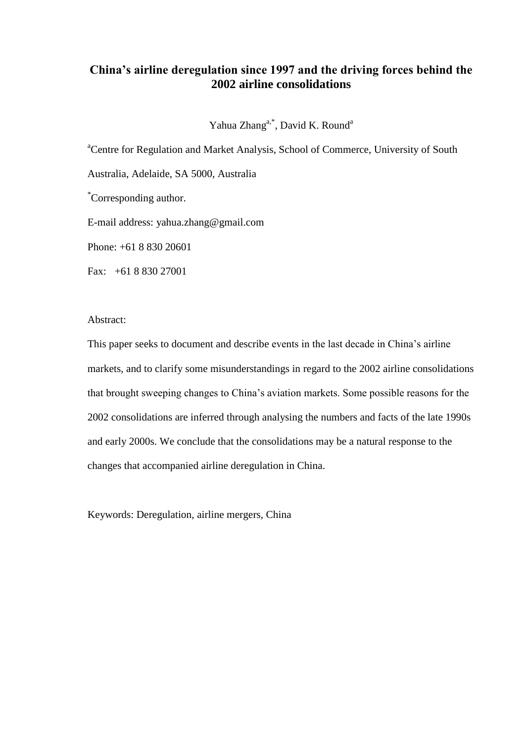# China's airline deregulation since 1997 and the driving forces behind the 2002 airline consolidations

Yahua Zhang[a,*], David K. Round[a]

[a]Centre for Regulation and Market Analysis, School of Commerce, University of South Australia, Adelaide, SA 5000, Australia

[*]Corresponding author.

E-mail address: yahua.zhang@gmail.com

Phone: +61 8 830 20601

Fax: +61 8 830 27001

Abstract:

This paper seeks to document and describe events in the last decade in China's airline markets, and to clarify some misunderstandings in regard to the 2002 airline consolidations that brought sweeping changes to China's aviation markets. Some possible reasons for the 2002 consolidations are inferred through analysing the numbers and facts of the late 1990s and early 2000s. We conclude that the consolidations may be a natural response to the changes that accompanied airline deregulation in China.

Keywords: Deregulation, airline mergers, China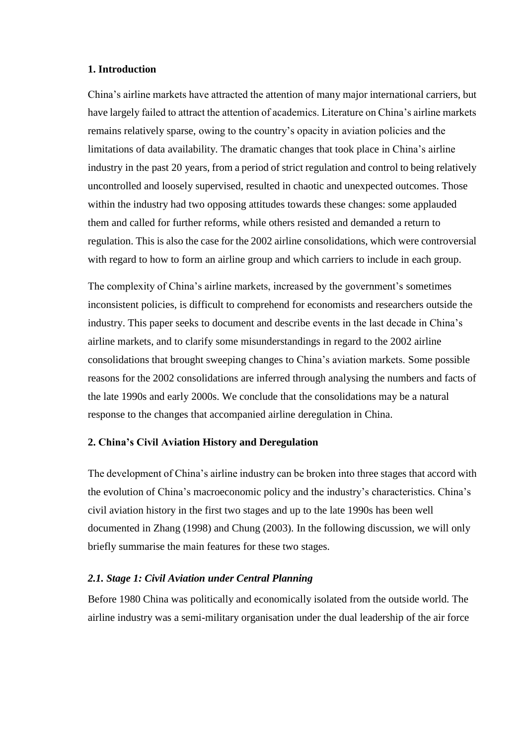## 1. Introduction

China's airline markets have attracted the attention of many major international carriers, but have largely failed to attract the attention of academics. Literature on China's airline markets remains relatively sparse, owing to the country's opacity in aviation policies and the limitations of data availability. The dramatic changes that took place in China's airline industry in the past 20 years, from a period of strict regulation and control to being relatively uncontrolled and loosely supervised, resulted in chaotic and unexpected outcomes. Those within the industry had two opposing attitudes towards these changes: some applauded them and called for further reforms, while others resisted and demanded a return to regulation. This is also the case for the 2002 airline consolidations, which were controversial with regard to how to form an airline group and which carriers to include in each group.

The complexity of China's airline markets, increased by the government's sometimes inconsistent policies, is difficult to comprehend for economists and researchers outside the industry. This paper seeks to document and describe events in the last decade in China's airline markets, and to clarify some misunderstandings in regard to the 2002 airline consolidations that brought sweeping changes to China's aviation markets. Some possible reasons for the 2002 consolidations are inferred through analysing the numbers and facts of the late 1990s and early 2000s. We conclude that the consolidations may be a natural response to the changes that accompanied airline deregulation in China.

## 2. China's Civil Aviation History and Deregulation

The development of China's airline industry can be broken into three stages that accord with the evolution of China's macroeconomic policy and the industry's characteristics. China's civil aviation history in the first two stages and up to the late 1990s has been well documented in Zhang (1998) and Chung (2003). In the following discussion, we will only briefly summarise the main features for these two stages.

### *2.1. Stage 1: Civil Aviation under Central Planning*

Before 1980 China was politically and economically isolated from the outside world. The airline industry was a semi-military organisation under the dual leadership of the air force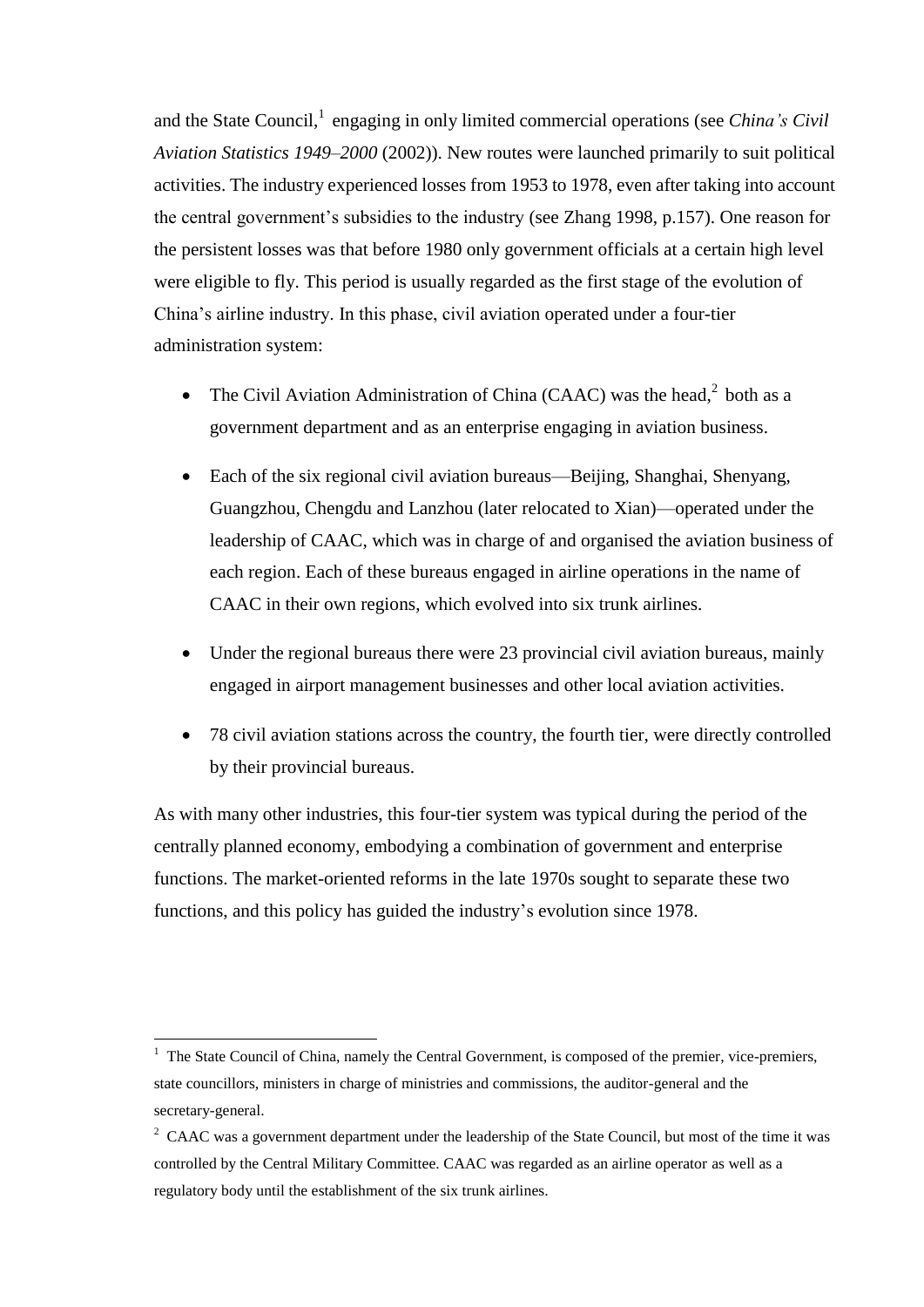and the State Council,[1] engaging in only limited commercial operations (see *China's Civil Aviation Statistics 1949–2000* (2002)). New routes were launched primarily to suit political activities. The industry experienced losses from 1953 to 1978, even after taking into account the central government's subsidies to the industry (see Zhang 1998, p.157). One reason for the persistent losses was that before 1980 only government officials at a certain high level were eligible to fly. This period is usually regarded as the first stage of the evolution of China's airline industry. In this phase, civil aviation operated under a four-tier administration system:

- The Civil Aviation Administration of China (CAAC) was the head,[2] both as a government department and as an enterprise engaging in aviation business.
- Each of the six regional civil aviation bureaus—Beijing, Shanghai, Shenyang, Guangzhou, Chengdu and Lanzhou (later relocated to Xian)—operated under the leadership of CAAC, which was in charge of and organised the aviation business of each region. Each of these bureaus engaged in airline operations in the name of CAAC in their own regions, which evolved into six trunk airlines.
- Under the regional bureaus there were 23 provincial civil aviation bureaus, mainly engaged in airport management businesses and other local aviation activities.
- 78 civil aviation stations across the country, the fourth tier, were directly controlled by their provincial bureaus.

As with many other industries, this four-tier system was typical during the period of the centrally planned economy, embodying a combination of government and enterprise functions. The market-oriented reforms in the late 1970s sought to separate these two functions, and this policy has guided the industry's evolution since 1978.

[1] The State Council of China, namely the Central Government, is composed of the premier, vice-premiers, state councillors, ministers in charge of ministries and commissions, the auditor-general and the secretary-general.

[2] CAAC was a government department under the leadership of the State Council, but most of the time it was controlled by the Central Military Committee. CAAC was regarded as an airline operator as well as a regulatory body until the establishment of the six trunk airlines.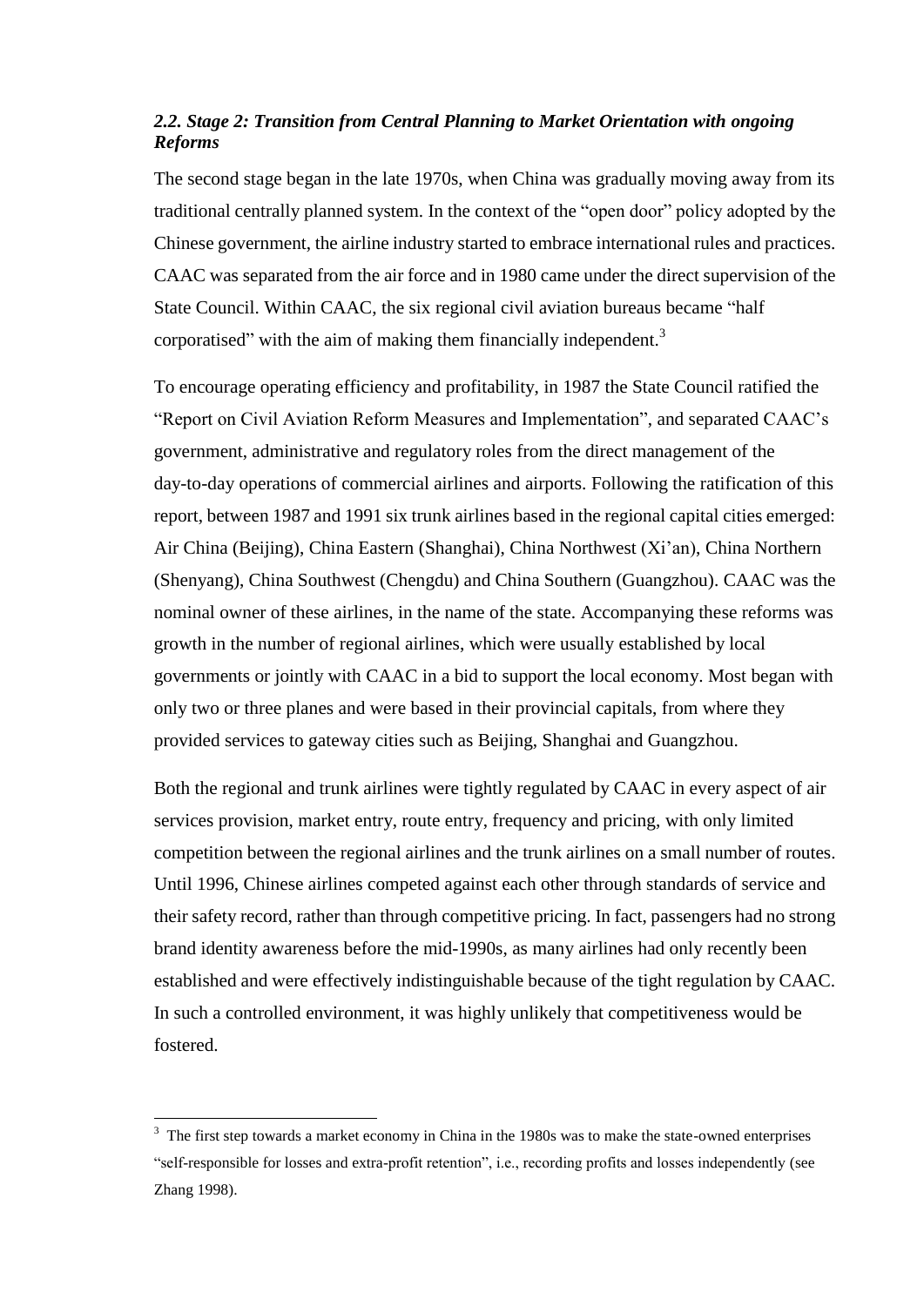### *2.2. Stage 2: Transition from Central Planning to Market Orientation with ongoing Reforms*

The second stage began in the late 1970s, when China was gradually moving away from its traditional centrally planned system. In the context of the "open door" policy adopted by the Chinese government, the airline industry started to embrace international rules and practices. CAAC was separated from the air force and in 1980 came under the direct supervision of the State Council. Within CAAC, the six regional civil aviation bureaus became "half corporatised" with the aim of making them financially independent.[3]

To encourage operating efficiency and profitability, in 1987 the State Council ratified the "Report on Civil Aviation Reform Measures and Implementation", and separated CAAC's government, administrative and regulatory roles from the direct management of the day-to-day operations of commercial airlines and airports. Following the ratification of this report, between 1987 and 1991 six trunk airlines based in the regional capital cities emerged: Air China (Beijing), China Eastern (Shanghai), China Northwest (Xi'an), China Northern (Shenyang), China Southwest (Chengdu) and China Southern (Guangzhou). CAAC was the nominal owner of these airlines, in the name of the state. Accompanying these reforms was growth in the number of regional airlines, which were usually established by local governments or jointly with CAAC in a bid to support the local economy. Most began with only two or three planes and were based in their provincial capitals, from where they provided services to gateway cities such as Beijing, Shanghai and Guangzhou.

Both the regional and trunk airlines were tightly regulated by CAAC in every aspect of air services provision, market entry, route entry, frequency and pricing, with only limited competition between the regional airlines and the trunk airlines on a small number of routes. Until 1996, Chinese airlines competed against each other through standards of service and their safety record, rather than through competitive pricing. In fact, passengers had no strong brand identity awareness before the mid-1990s, as many airlines had only recently been established and were effectively indistinguishable because of the tight regulation by CAAC. In such a controlled environment, it was highly unlikely that competitiveness would be fostered.

[3] The first step towards a market economy in China in the 1980s was to make the state-owned enterprises "self-responsible for losses and extra-profit retention", i.e., recording profits and losses independently (see Zhang 1998).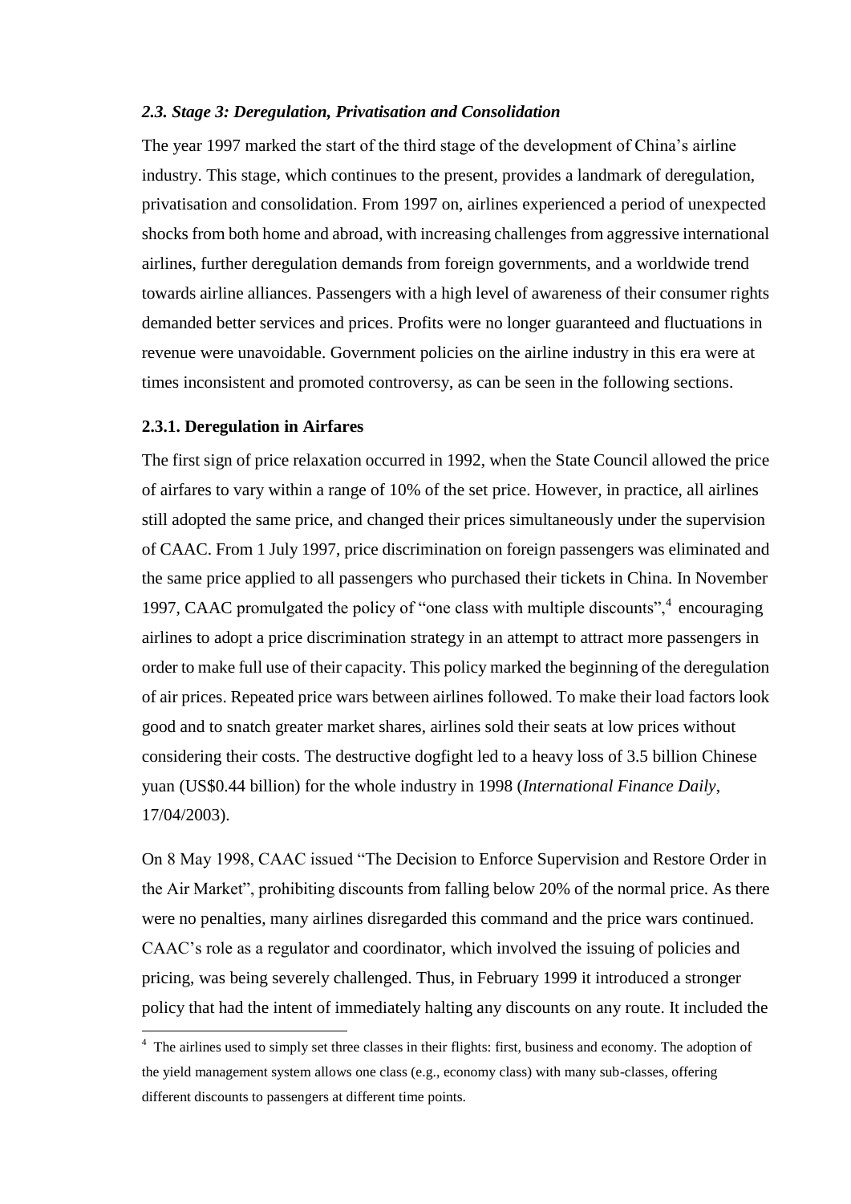### *2.3. Stage 3: Deregulation, Privatisation and Consolidation*

The year 1997 marked the start of the third stage of the development of China's airline industry. This stage, which continues to the present, provides a landmark of deregulation, privatisation and consolidation. From 1997 on, airlines experienced a period of unexpected shocks from both home and abroad, with increasing challenges from aggressive international airlines, further deregulation demands from foreign governments, and a worldwide trend towards airline alliances. Passengers with a high level of awareness of their consumer rights demanded better services and prices. Profits were no longer guaranteed and fluctuations in revenue were unavoidable. Government policies on the airline industry in this era were at times inconsistent and promoted controversy, as can be seen in the following sections.

#### 2.3.1. Deregulation in Airfares

The first sign of price relaxation occurred in 1992, when the State Council allowed the price of airfares to vary within a range of 10% of the set price. However, in practice, all airlines still adopted the same price, and changed their prices simultaneously under the supervision of CAAC. From 1 July 1997, price discrimination on foreign passengers was eliminated and the same price applied to all passengers who purchased their tickets in China. In November 1997, CAAC promulgated the policy of "one class with multiple discounts",[4] encouraging airlines to adopt a price discrimination strategy in an attempt to attract more passengers in order to make full use of their capacity. This policy marked the beginning of the deregulation of air prices. Repeated price wars between airlines followed. To make their load factors look good and to snatch greater market shares, airlines sold their seats at low prices without considering their costs. The destructive dogfight led to a heavy loss of 3.5 billion Chinese yuan (US$0.44 billion) for the whole industry in 1998 (*International Finance Daily*, 17/04/2003).

On 8 May 1998, CAAC issued "The Decision to Enforce Supervision and Restore Order in the Air Market", prohibiting discounts from falling below 20% of the normal price. As there were no penalties, many airlines disregarded this command and the price wars continued. CAAC's role as a regulator and coordinator, which involved the issuing of policies and pricing, was being severely challenged. Thus, in February 1999 it introduced a stronger policy that had the intent of immediately halting any discounts on any route. It included the

[4] The airlines used to simply set three classes in their flights: first, business and economy. The adoption of the yield management system allows one class (e.g., economy class) with many sub-classes, offering different discounts to passengers at different time points.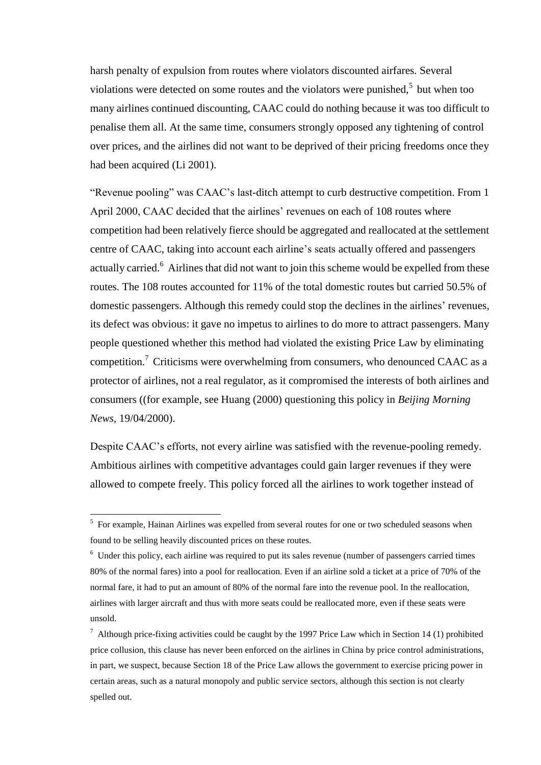harsh penalty of expulsion from routes where violators discounted airfares. Several violations were detected on some routes and the violators were punished,[5] but when too many airlines continued discounting, CAAC could do nothing because it was too difficult to penalise them all. At the same time, consumers strongly opposed any tightening of control over prices, and the airlines did not want to be deprived of their pricing freedoms once they had been acquired (Li 2001).

"Revenue pooling" was CAAC's last-ditch attempt to curb destructive competition. From 1 April 2000, CAAC decided that the airlines' revenues on each of 108 routes where competition had been relatively fierce should be aggregated and reallocated at the settlement centre of CAAC, taking into account each airline's seats actually offered and passengers actually carried.[6] Airlines that did not want to join this scheme would be expelled from these routes. The 108 routes accounted for 11% of the total domestic routes but carried 50.5% of domestic passengers. Although this remedy could stop the declines in the airlines' revenues, its defect was obvious: it gave no impetus to airlines to do more to attract passengers. Many people questioned whether this method had violated the existing Price Law by eliminating competition.[7] Criticisms were overwhelming from consumers, who denounced CAAC as a protector of airlines, not a real regulator, as it compromised the interests of both airlines and consumers ((for example, see Huang (2000) questioning this policy in *Beijing Morning News*, 19/04/2000).

Despite CAAC's efforts, not every airline was satisfied with the revenue-pooling remedy. Ambitious airlines with competitive advantages could gain larger revenues if they were allowed to compete freely. This policy forced all the airlines to work together instead of

---

[5] For example, Hainan Airlines was expelled from several routes for one or two scheduled seasons when found to be selling heavily discounted prices on these routes.

[6] Under this policy, each airline was required to put its sales revenue (number of passengers carried times 80% of the normal fares) into a pool for reallocation. Even if an airline sold a ticket at a price of 70% of the normal fare, it had to put an amount of 80% of the normal fare into the revenue pool. In the reallocation, airlines with larger aircraft and thus with more seats could be reallocated more, even if these seats were unsold.

[7] Although price-fixing activities could be caught by the 1997 Price Law which in Section 14 (1) prohibited price collusion, this clause has never been enforced on the airlines in China by price control administrations, in part, we suspect, because Section 18 of the Price Law allows the government to exercise pricing power in certain areas, such as a natural monopoly and public service sectors, although this section is not clearly spelled out.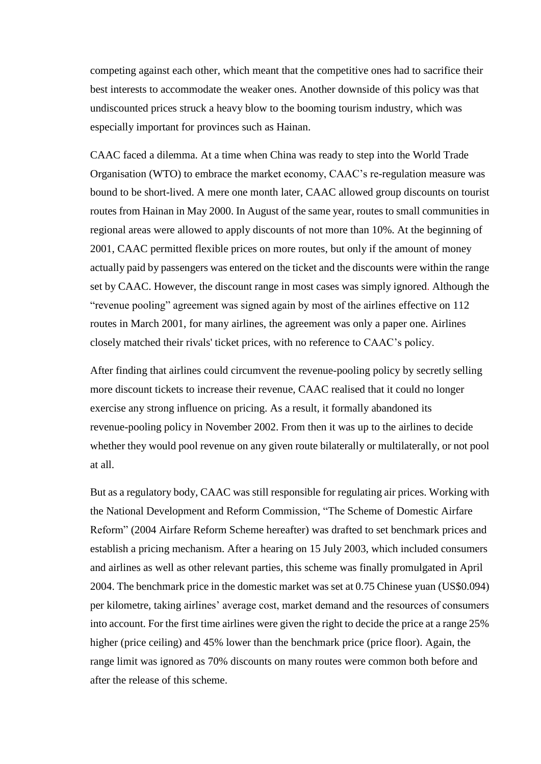competing against each other, which meant that the competitive ones had to sacrifice their best interests to accommodate the weaker ones. Another downside of this policy was that undiscounted prices struck a heavy blow to the booming tourism industry, which was especially important for provinces such as Hainan.

CAAC faced a dilemma. At a time when China was ready to step into the World Trade Organisation (WTO) to embrace the market economy, CAAC's re-regulation measure was bound to be short-lived. A mere one month later, CAAC allowed group discounts on tourist routes from Hainan in May 2000. In August of the same year, routes to small communities in regional areas were allowed to apply discounts of not more than 10%. At the beginning of 2001, CAAC permitted flexible prices on more routes, but only if the amount of money actually paid by passengers was entered on the ticket and the discounts were within the range set by CAAC. However, the discount range in most cases was simply ignored. Although the "revenue pooling" agreement was signed again by most of the airlines effective on 112 routes in March 2001, for many airlines, the agreement was only a paper one. Airlines closely matched their rivals' ticket prices, with no reference to CAAC's policy.

After finding that airlines could circumvent the revenue-pooling policy by secretly selling more discount tickets to increase their revenue, CAAC realised that it could no longer exercise any strong influence on pricing. As a result, it formally abandoned its revenue-pooling policy in November 2002. From then it was up to the airlines to decide whether they would pool revenue on any given route bilaterally or multilaterally, or not pool at all.

But as a regulatory body, CAAC was still responsible for regulating air prices. Working with the National Development and Reform Commission, "The Scheme of Domestic Airfare Reform" (2004 Airfare Reform Scheme hereafter) was drafted to set benchmark prices and establish a pricing mechanism. After a hearing on 15 July 2003, which included consumers and airlines as well as other relevant parties, this scheme was finally promulgated in April 2004. The benchmark price in the domestic market was set at 0.75 Chinese yuan (US$0.094) per kilometre, taking airlines' average cost, market demand and the resources of consumers into account. For the first time airlines were given the right to decide the price at a range 25% higher (price ceiling) and 45% lower than the benchmark price (price floor). Again, the range limit was ignored as 70% discounts on many routes were common both before and after the release of this scheme.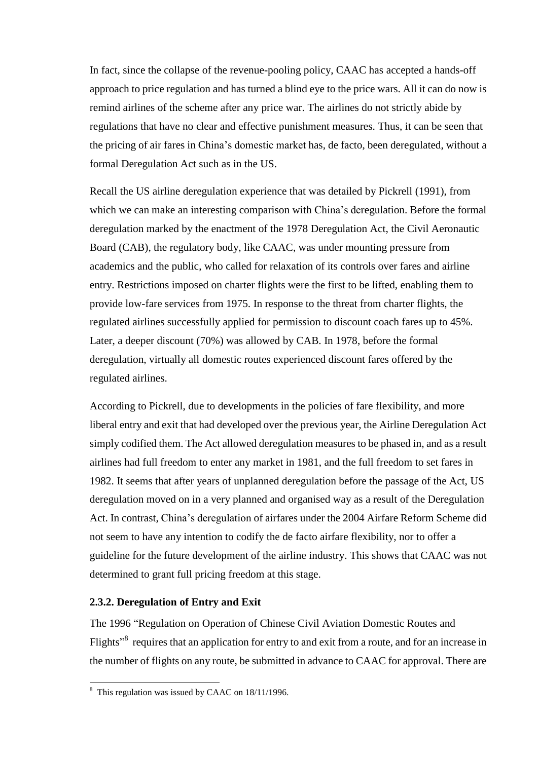In fact, since the collapse of the revenue-pooling policy, CAAC has accepted a hands-off approach to price regulation and has turned a blind eye to the price wars. All it can do now is remind airlines of the scheme after any price war. The airlines do not strictly abide by regulations that have no clear and effective punishment measures. Thus, it can be seen that the pricing of air fares in China's domestic market has, de facto, been deregulated, without a formal Deregulation Act such as in the US.

Recall the US airline deregulation experience that was detailed by Pickrell (1991), from which we can make an interesting comparison with China's deregulation. Before the formal deregulation marked by the enactment of the 1978 Deregulation Act, the Civil Aeronautic Board (CAB), the regulatory body, like CAAC, was under mounting pressure from academics and the public, who called for relaxation of its controls over fares and airline entry. Restrictions imposed on charter flights were the first to be lifted, enabling them to provide low-fare services from 1975. In response to the threat from charter flights, the regulated airlines successfully applied for permission to discount coach fares up to 45%. Later, a deeper discount (70%) was allowed by CAB. In 1978, before the formal deregulation, virtually all domestic routes experienced discount fares offered by the regulated airlines.

According to Pickrell, due to developments in the policies of fare flexibility, and more liberal entry and exit that had developed over the previous year, the Airline Deregulation Act simply codified them. The Act allowed deregulation measures to be phased in, and as a result airlines had full freedom to enter any market in 1981, and the full freedom to set fares in 1982. It seems that after years of unplanned deregulation before the passage of the Act, US deregulation moved on in a very planned and organised way as a result of the Deregulation Act. In contrast, China's deregulation of airfares under the 2004 Airfare Reform Scheme did not seem to have any intention to codify the de facto airfare flexibility, nor to offer a guideline for the future development of the airline industry. This shows that CAAC was not determined to grant full pricing freedom at this stage.

### 2.3.2. Deregulation of Entry and Exit

The 1996 "Regulation on Operation of Chinese Civil Aviation Domestic Routes and Flights"[8] requires that an application for entry to and exit from a route, and for an increase in the number of flights on any route, be submitted in advance to CAAC for approval. There are

[8] This regulation was issued by CAAC on 18/11/1996.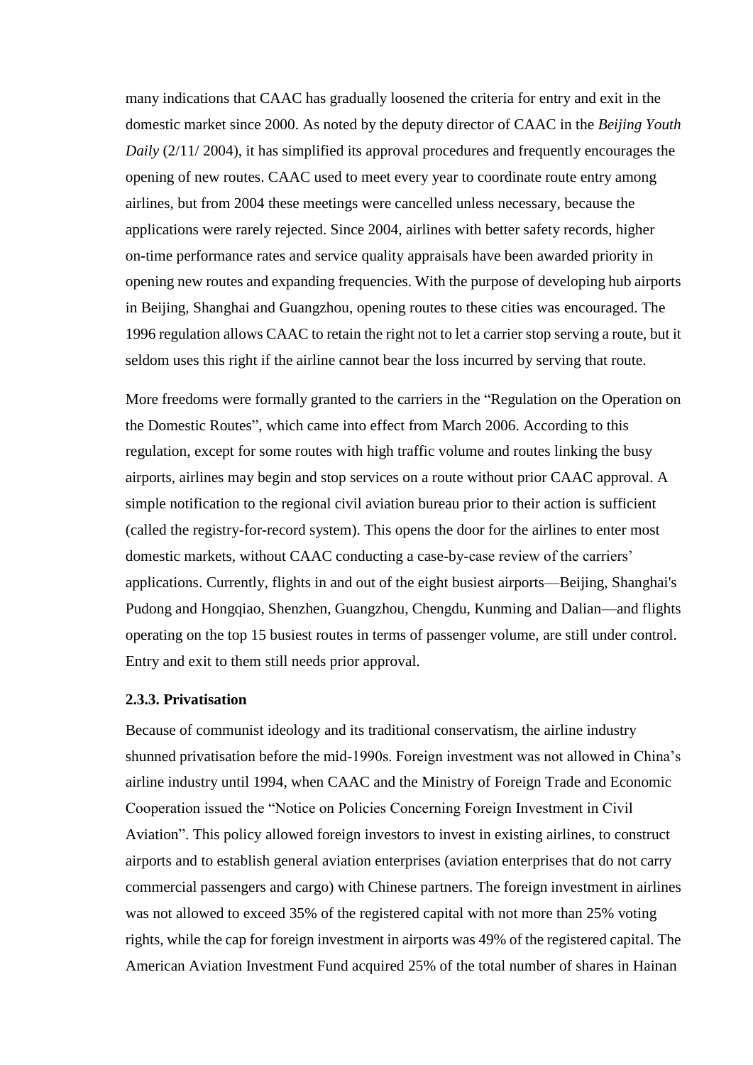many indications that CAAC has gradually loosened the criteria for entry and exit in the domestic market since 2000. As noted by the deputy director of CAAC in the *Beijing Youth Daily* (2/11/ 2004), it has simplified its approval procedures and frequently encourages the opening of new routes. CAAC used to meet every year to coordinate route entry among airlines, but from 2004 these meetings were cancelled unless necessary, because the applications were rarely rejected. Since 2004, airlines with better safety records, higher on-time performance rates and service quality appraisals have been awarded priority in opening new routes and expanding frequencies. With the purpose of developing hub airports in Beijing, Shanghai and Guangzhou, opening routes to these cities was encouraged. The 1996 regulation allows CAAC to retain the right not to let a carrier stop serving a route, but it seldom uses this right if the airline cannot bear the loss incurred by serving that route.

More freedoms were formally granted to the carriers in the "Regulation on the Operation on the Domestic Routes", which came into effect from March 2006. According to this regulation, except for some routes with high traffic volume and routes linking the busy airports, airlines may begin and stop services on a route without prior CAAC approval. A simple notification to the regional civil aviation bureau prior to their action is sufficient (called the registry-for-record system). This opens the door for the airlines to enter most domestic markets, without CAAC conducting a case-by-case review of the carriers' applications. Currently, flights in and out of the eight busiest airports—Beijing, Shanghai's Pudong and Hongqiao, Shenzhen, Guangzhou, Chengdu, Kunming and Dalian—and flights operating on the top 15 busiest routes in terms of passenger volume, are still under control. Entry and exit to them still needs prior approval.

### 2.3.3. Privatisation

Because of communist ideology and its traditional conservatism, the airline industry shunned privatisation before the mid-1990s. Foreign investment was not allowed in China's airline industry until 1994, when CAAC and the Ministry of Foreign Trade and Economic Cooperation issued the "Notice on Policies Concerning Foreign Investment in Civil Aviation". This policy allowed foreign investors to invest in existing airlines, to construct airports and to establish general aviation enterprises (aviation enterprises that do not carry commercial passengers and cargo) with Chinese partners. The foreign investment in airlines was not allowed to exceed 35% of the registered capital with not more than 25% voting rights, while the cap for foreign investment in airports was 49% of the registered capital. The American Aviation Investment Fund acquired 25% of the total number of shares in Hainan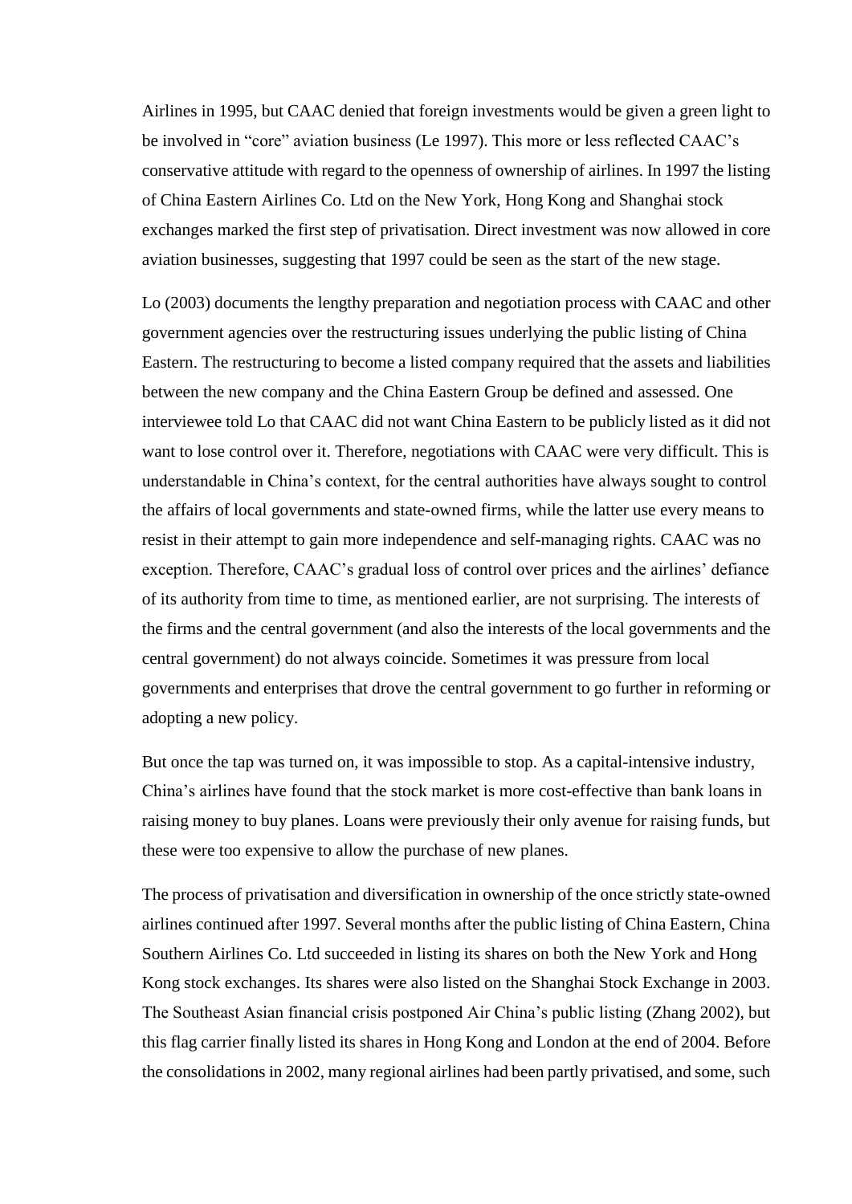Airlines in 1995, but CAAC denied that foreign investments would be given a green light to be involved in "core" aviation business (Le 1997). This more or less reflected CAAC's conservative attitude with regard to the openness of ownership of airlines. In 1997 the listing of China Eastern Airlines Co. Ltd on the New York, Hong Kong and Shanghai stock exchanges marked the first step of privatisation. Direct investment was now allowed in core aviation businesses, suggesting that 1997 could be seen as the start of the new stage.

Lo (2003) documents the lengthy preparation and negotiation process with CAAC and other government agencies over the restructuring issues underlying the public listing of China Eastern. The restructuring to become a listed company required that the assets and liabilities between the new company and the China Eastern Group be defined and assessed. One interviewee told Lo that CAAC did not want China Eastern to be publicly listed as it did not want to lose control over it. Therefore, negotiations with CAAC were very difficult. This is understandable in China's context, for the central authorities have always sought to control the affairs of local governments and state-owned firms, while the latter use every means to resist in their attempt to gain more independence and self-managing rights. CAAC was no exception. Therefore, CAAC's gradual loss of control over prices and the airlines' defiance of its authority from time to time, as mentioned earlier, are not surprising. The interests of the firms and the central government (and also the interests of the local governments and the central government) do not always coincide. Sometimes it was pressure from local governments and enterprises that drove the central government to go further in reforming or adopting a new policy.

But once the tap was turned on, it was impossible to stop. As a capital-intensive industry, China's airlines have found that the stock market is more cost-effective than bank loans in raising money to buy planes. Loans were previously their only avenue for raising funds, but these were too expensive to allow the purchase of new planes.

The process of privatisation and diversification in ownership of the once strictly state-owned airlines continued after 1997. Several months after the public listing of China Eastern, China Southern Airlines Co. Ltd succeeded in listing its shares on both the New York and Hong Kong stock exchanges. Its shares were also listed on the Shanghai Stock Exchange in 2003. The Southeast Asian financial crisis postponed Air China's public listing (Zhang 2002), but this flag carrier finally listed its shares in Hong Kong and London at the end of 2004. Before the consolidations in 2002, many regional airlines had been partly privatised, and some, such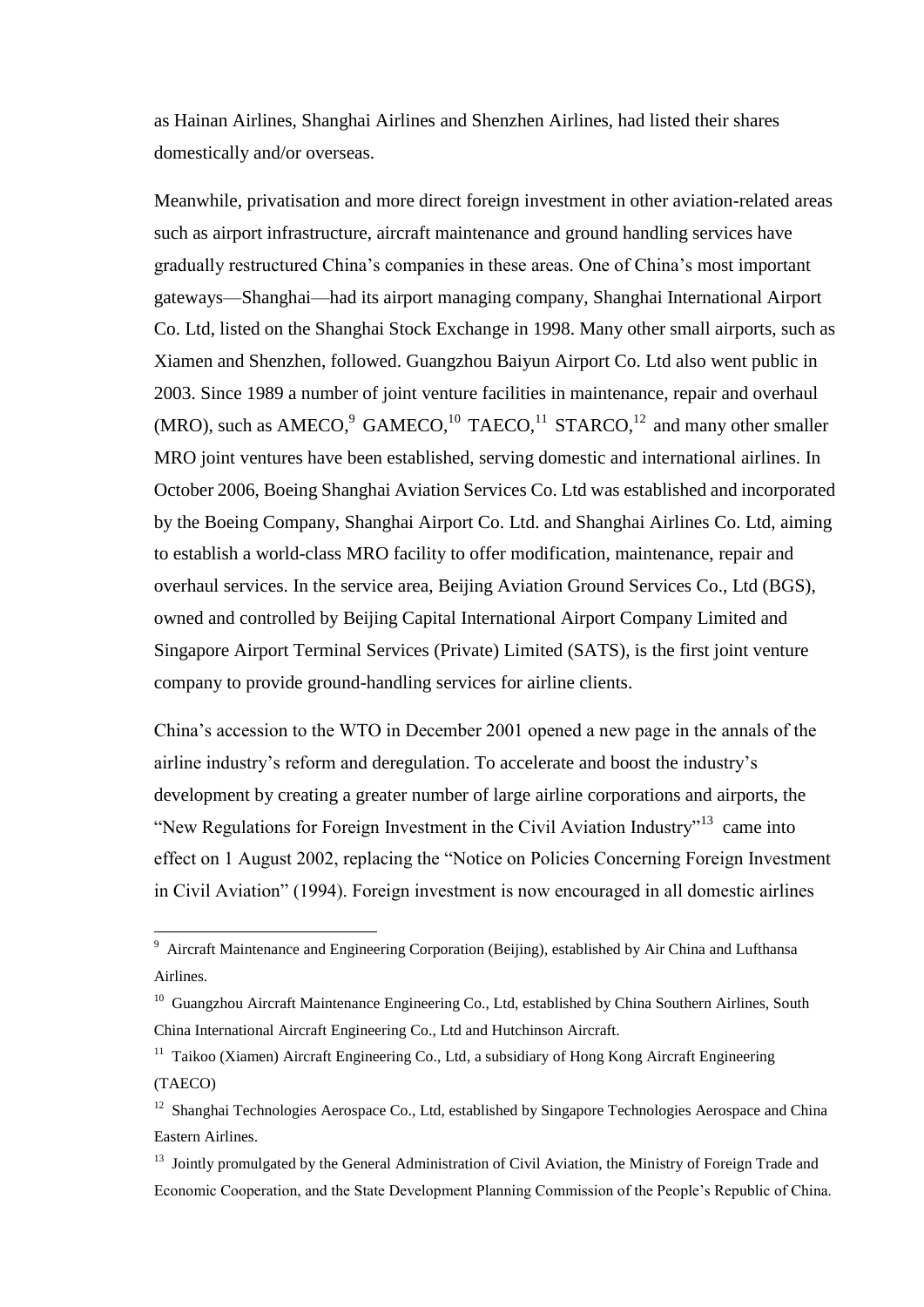as Hainan Airlines, Shanghai Airlines and Shenzhen Airlines, had listed their shares domestically and/or overseas.

Meanwhile, privatisation and more direct foreign investment in other aviation-related areas such as airport infrastructure, aircraft maintenance and ground handling services have gradually restructured China's companies in these areas. One of China's most important gateways—Shanghai—had its airport managing company, Shanghai International Airport Co. Ltd, listed on the Shanghai Stock Exchange in 1998. Many other small airports, such as Xiamen and Shenzhen, followed. Guangzhou Baiyun Airport Co. Ltd also went public in 2003. Since 1989 a number of joint venture facilities in maintenance, repair and overhaul (MRO), such as AMECO,[9] GAMECO,[10] TAECO,[11] STARCO,[12] and many other smaller MRO joint ventures have been established, serving domestic and international airlines. In October 2006, Boeing Shanghai Aviation Services Co. Ltd was established and incorporated by the Boeing Company, Shanghai Airport Co. Ltd. and Shanghai Airlines Co. Ltd, aiming to establish a world-class MRO facility to offer modification, maintenance, repair and overhaul services. In the service area, Beijing Aviation Ground Services Co., Ltd (BGS), owned and controlled by Beijing Capital International Airport Company Limited and Singapore Airport Terminal Services (Private) Limited (SATS), is the first joint venture company to provide ground-handling services for airline clients.

China's accession to the WTO in December 2001 opened a new page in the annals of the airline industry's reform and deregulation. To accelerate and boost the industry's development by creating a greater number of large airline corporations and airports, the "New Regulations for Foreign Investment in the Civil Aviation Industry"[13] came into effect on 1 August 2002, replacing the "Notice on Policies Concerning Foreign Investment in Civil Aviation" (1994). Foreign investment is now encouraged in all domestic airlines

---

[9] Aircraft Maintenance and Engineering Corporation (Beijing), established by Air China and Lufthansa Airlines.

[10] Guangzhou Aircraft Maintenance Engineering Co., Ltd, established by China Southern Airlines, South China International Aircraft Engineering Co., Ltd and Hutchinson Aircraft.

[11] Taikoo (Xiamen) Aircraft Engineering Co., Ltd, a subsidiary of Hong Kong Aircraft Engineering (TAECO)

[12] Shanghai Technologies Aerospace Co., Ltd, established by Singapore Technologies Aerospace and China Eastern Airlines.

[13] Jointly promulgated by the General Administration of Civil Aviation, the Ministry of Foreign Trade and Economic Cooperation, and the State Development Planning Commission of the People's Republic of China.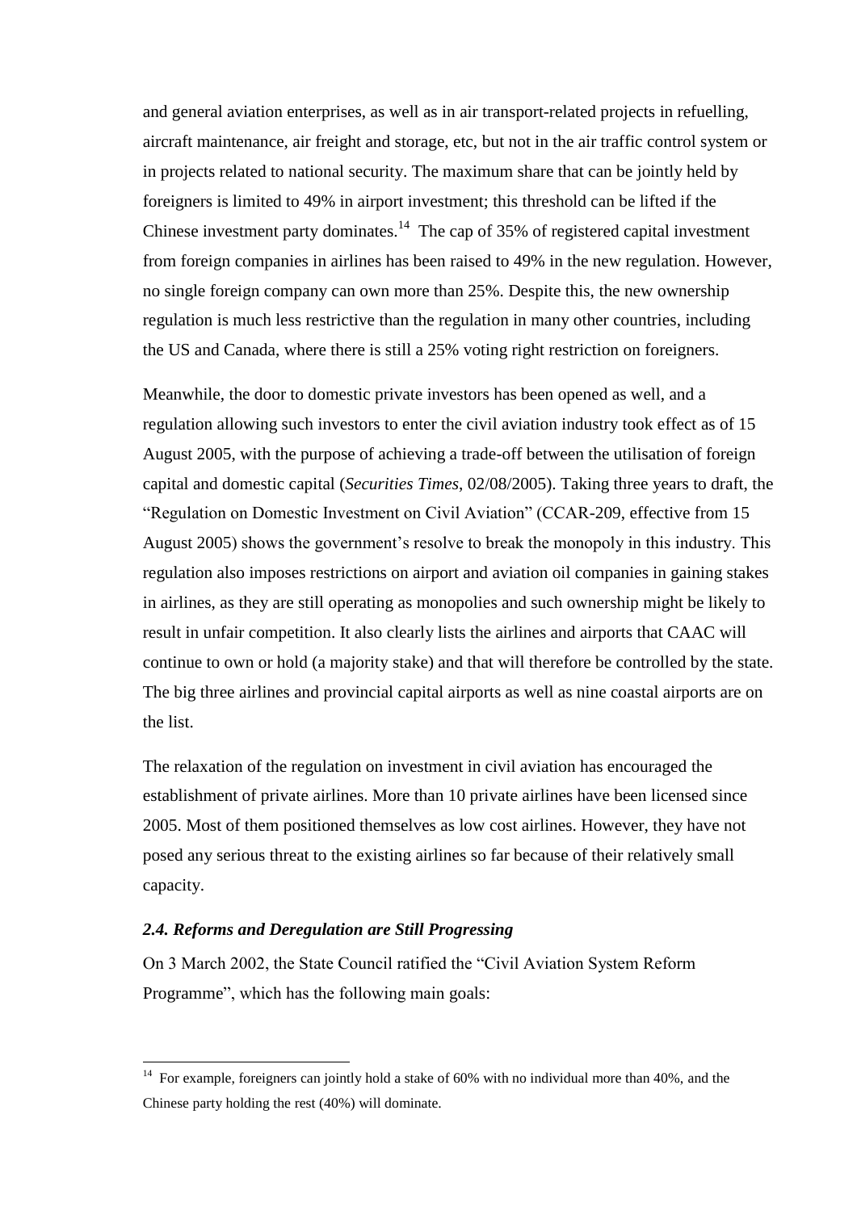and general aviation enterprises, as well as in air transport-related projects in refuelling, aircraft maintenance, air freight and storage, etc, but not in the air traffic control system or in projects related to national security. The maximum share that can be jointly held by foreigners is limited to 49% in airport investment; this threshold can be lifted if the Chinese investment party dominates.[14] The cap of 35% of registered capital investment from foreign companies in airlines has been raised to 49% in the new regulation. However, no single foreign company can own more than 25%. Despite this, the new ownership regulation is much less restrictive than the regulation in many other countries, including the US and Canada, where there is still a 25% voting right restriction on foreigners.

Meanwhile, the door to domestic private investors has been opened as well, and a regulation allowing such investors to enter the civil aviation industry took effect as of 15 August 2005, with the purpose of achieving a trade-off between the utilisation of foreign capital and domestic capital (*Securities Times*, 02/08/2005). Taking three years to draft, the "Regulation on Domestic Investment on Civil Aviation" (CCAR-209, effective from 15 August 2005) shows the government's resolve to break the monopoly in this industry. This regulation also imposes restrictions on airport and aviation oil companies in gaining stakes in airlines, as they are still operating as monopolies and such ownership might be likely to result in unfair competition. It also clearly lists the airlines and airports that CAAC will continue to own or hold (a majority stake) and that will therefore be controlled by the state. The big three airlines and provincial capital airports as well as nine coastal airports are on the list.

The relaxation of the regulation on investment in civil aviation has encouraged the establishment of private airlines. More than 10 private airlines have been licensed since 2005. Most of them positioned themselves as low cost airlines. However, they have not posed any serious threat to the existing airlines so far because of their relatively small capacity.

### *2.4. Reforms and Deregulation are Still Progressing*

On 3 March 2002, the State Council ratified the "Civil Aviation System Reform Programme", which has the following main goals:

---

[14] For example, foreigners can jointly hold a stake of 60% with no individual more than 40%, and the Chinese party holding the rest (40%) will dominate.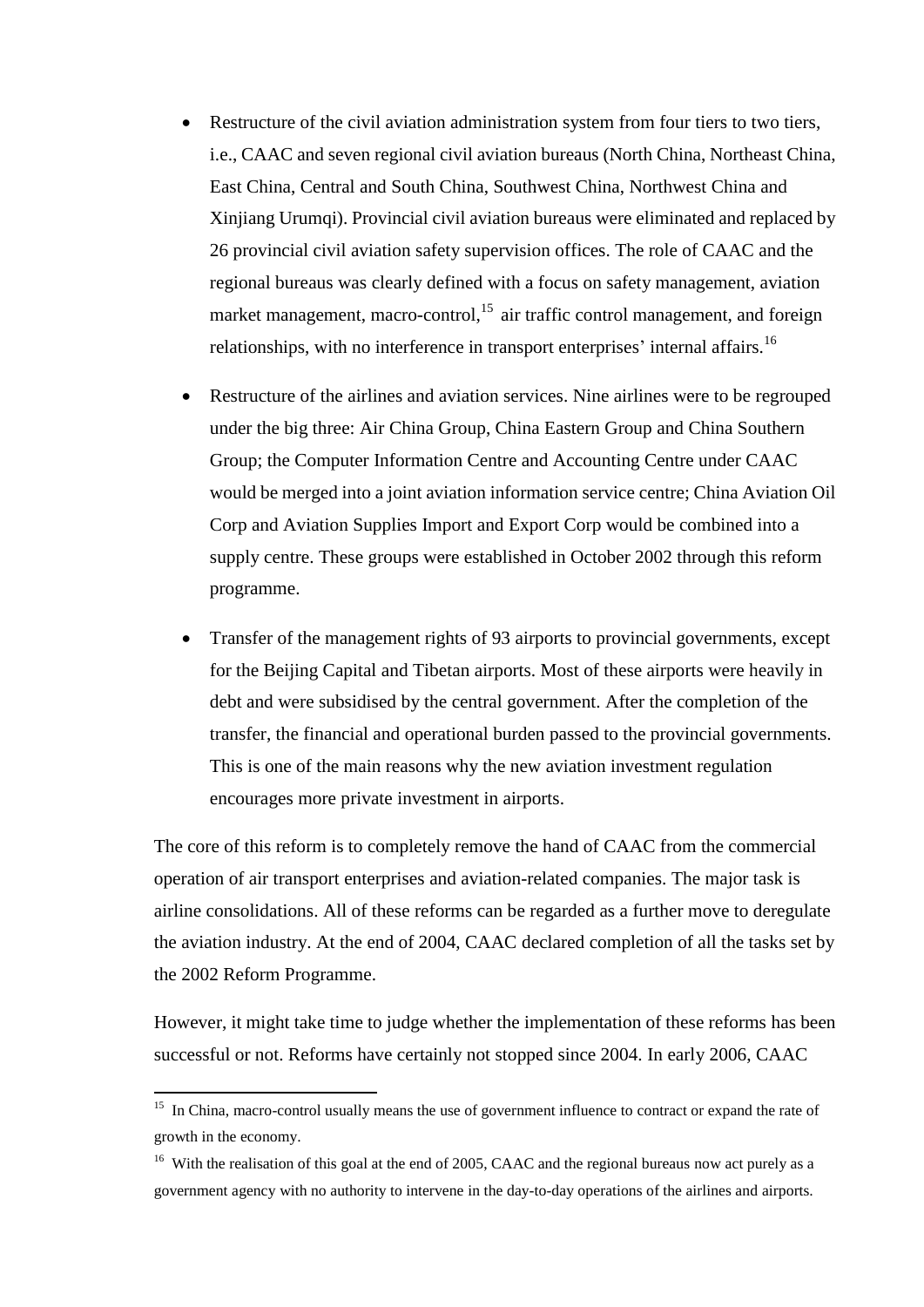- Restructure of the civil aviation administration system from four tiers to two tiers, i.e., CAAC and seven regional civil aviation bureaus (North China, Northeast China, East China, Central and South China, Southwest China, Northwest China and Xinjiang Urumqi). Provincial civil aviation bureaus were eliminated and replaced by 26 provincial civil aviation safety supervision offices. The role of CAAC and the regional bureaus was clearly defined with a focus on safety management, aviation market management, macro-control,[15] air traffic control management, and foreign relationships, with no interference in transport enterprises' internal affairs.[16]

- Restructure of the airlines and aviation services. Nine airlines were to be regrouped under the big three: Air China Group, China Eastern Group and China Southern Group; the Computer Information Centre and Accounting Centre under CAAC would be merged into a joint aviation information service centre; China Aviation Oil Corp and Aviation Supplies Import and Export Corp would be combined into a supply centre. These groups were established in October 2002 through this reform programme.

- Transfer of the management rights of 93 airports to provincial governments, except for the Beijing Capital and Tibetan airports. Most of these airports were heavily in debt and were subsidised by the central government. After the completion of the transfer, the financial and operational burden passed to the provincial governments. This is one of the main reasons why the new aviation investment regulation encourages more private investment in airports.

The core of this reform is to completely remove the hand of CAAC from the commercial operation of air transport enterprises and aviation-related companies. The major task is airline consolidations. All of these reforms can be regarded as a further move to deregulate the aviation industry. At the end of 2004, CAAC declared completion of all the tasks set by the 2002 Reform Programme.

However, it might take time to judge whether the implementation of these reforms has been successful or not. Reforms have certainly not stopped since 2004. In early 2006, CAAC

---

[15] In China, macro-control usually means the use of government influence to contract or expand the rate of growth in the economy.

[16] With the realisation of this goal at the end of 2005, CAAC and the regional bureaus now act purely as a government agency with no authority to intervene in the day-to-day operations of the airlines and airports.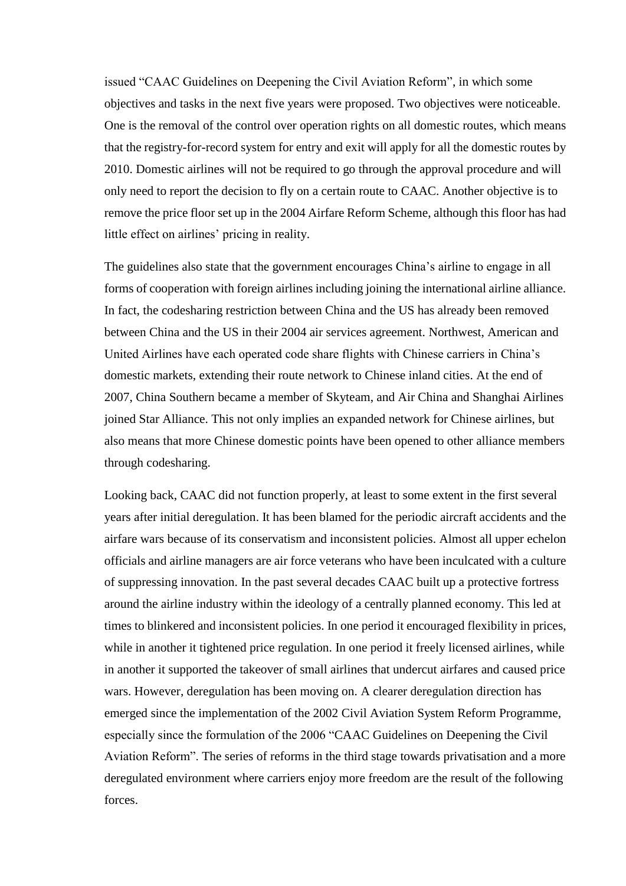issued “CAAC Guidelines on Deepening the Civil Aviation Reform”, in which some objectives and tasks in the next five years were proposed. Two objectives were noticeable. One is the removal of the control over operation rights on all domestic routes, which means that the registry-for-record system for entry and exit will apply for all the domestic routes by 2010. Domestic airlines will not be required to go through the approval procedure and will only need to report the decision to fly on a certain route to CAAC. Another objective is to remove the price floor set up in the 2004 Airfare Reform Scheme, although this floor has had little effect on airlines' pricing in reality.

The guidelines also state that the government encourages China's airline to engage in all forms of cooperation with foreign airlines including joining the international airline alliance. In fact, the codesharing restriction between China and the US has already been removed between China and the US in their 2004 air services agreement. Northwest, American and United Airlines have each operated code share flights with Chinese carriers in China's domestic markets, extending their route network to Chinese inland cities. At the end of 2007, China Southern became a member of Skyteam, and Air China and Shanghai Airlines joined Star Alliance. This not only implies an expanded network for Chinese airlines, but also means that more Chinese domestic points have been opened to other alliance members through codesharing.

Looking back, CAAC did not function properly, at least to some extent in the first several years after initial deregulation. It has been blamed for the periodic aircraft accidents and the airfare wars because of its conservatism and inconsistent policies. Almost all upper echelon officials and airline managers are air force veterans who have been inculcated with a culture of suppressing innovation. In the past several decades CAAC built up a protective fortress around the airline industry within the ideology of a centrally planned economy. This led at times to blinkered and inconsistent policies. In one period it encouraged flexibility in prices, while in another it tightened price regulation. In one period it freely licensed airlines, while in another it supported the takeover of small airlines that undercut airfares and caused price wars. However, deregulation has been moving on. A clearer deregulation direction has emerged since the implementation of the 2002 Civil Aviation System Reform Programme, especially since the formulation of the 2006 “CAAC Guidelines on Deepening the Civil Aviation Reform”. The series of reforms in the third stage towards privatisation and a more deregulated environment where carriers enjoy more freedom are the result of the following forces.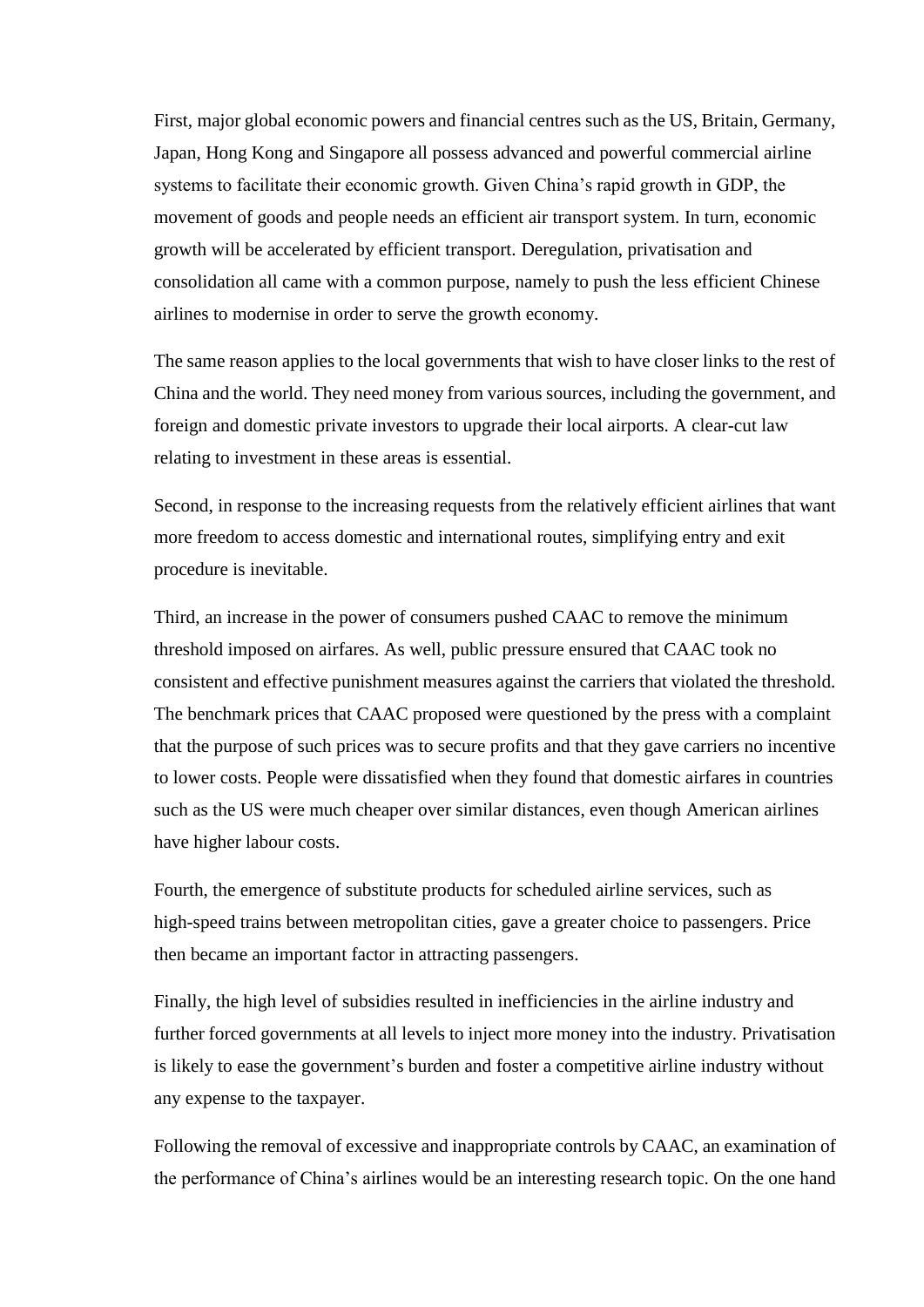First, major global economic powers and financial centres such as the US, Britain, Germany, Japan, Hong Kong and Singapore all possess advanced and powerful commercial airline systems to facilitate their economic growth. Given China's rapid growth in GDP, the movement of goods and people needs an efficient air transport system. In turn, economic growth will be accelerated by efficient transport. Deregulation, privatisation and consolidation all came with a common purpose, namely to push the less efficient Chinese airlines to modernise in order to serve the growth economy.

The same reason applies to the local governments that wish to have closer links to the rest of China and the world. They need money from various sources, including the government, and foreign and domestic private investors to upgrade their local airports. A clear-cut law relating to investment in these areas is essential.

Second, in response to the increasing requests from the relatively efficient airlines that want more freedom to access domestic and international routes, simplifying entry and exit procedure is inevitable.

Third, an increase in the power of consumers pushed CAAC to remove the minimum threshold imposed on airfares. As well, public pressure ensured that CAAC took no consistent and effective punishment measures against the carriers that violated the threshold. The benchmark prices that CAAC proposed were questioned by the press with a complaint that the purpose of such prices was to secure profits and that they gave carriers no incentive to lower costs. People were dissatisfied when they found that domestic airfares in countries such as the US were much cheaper over similar distances, even though American airlines have higher labour costs.

Fourth, the emergence of substitute products for scheduled airline services, such as high-speed trains between metropolitan cities, gave a greater choice to passengers. Price then became an important factor in attracting passengers.

Finally, the high level of subsidies resulted in inefficiencies in the airline industry and further forced governments at all levels to inject more money into the industry. Privatisation is likely to ease the government's burden and foster a competitive airline industry without any expense to the taxpayer.

Following the removal of excessive and inappropriate controls by CAAC, an examination of the performance of China's airlines would be an interesting research topic. On the one hand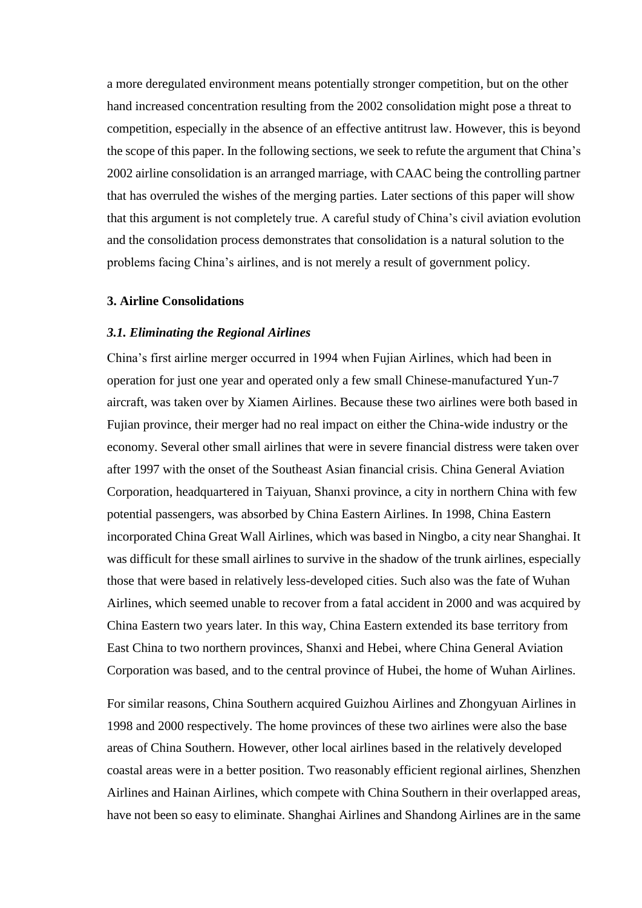a more deregulated environment means potentially stronger competition, but on the other hand increased concentration resulting from the 2002 consolidation might pose a threat to competition, especially in the absence of an effective antitrust law. However, this is beyond the scope of this paper. In the following sections, we seek to refute the argument that China's 2002 airline consolidation is an arranged marriage, with CAAC being the controlling partner that has overruled the wishes of the merging parties. Later sections of this paper will show that this argument is not completely true. A careful study of China's civil aviation evolution and the consolidation process demonstrates that consolidation is a natural solution to the problems facing China's airlines, and is not merely a result of government policy.

## 3. Airline Consolidations

### *3.1. Eliminating the Regional Airlines*

China's first airline merger occurred in 1994 when Fujian Airlines, which had been in operation for just one year and operated only a few small Chinese-manufactured Yun-7 aircraft, was taken over by Xiamen Airlines. Because these two airlines were both based in Fujian province, their merger had no real impact on either the China-wide industry or the economy. Several other small airlines that were in severe financial distress were taken over after 1997 with the onset of the Southeast Asian financial crisis. China General Aviation Corporation, headquartered in Taiyuan, Shanxi province, a city in northern China with few potential passengers, was absorbed by China Eastern Airlines. In 1998, China Eastern incorporated China Great Wall Airlines, which was based in Ningbo, a city near Shanghai. It was difficult for these small airlines to survive in the shadow of the trunk airlines, especially those that were based in relatively less-developed cities. Such also was the fate of Wuhan Airlines, which seemed unable to recover from a fatal accident in 2000 and was acquired by China Eastern two years later. In this way, China Eastern extended its base territory from East China to two northern provinces, Shanxi and Hebei, where China General Aviation Corporation was based, and to the central province of Hubei, the home of Wuhan Airlines.

For similar reasons, China Southern acquired Guizhou Airlines and Zhongyuan Airlines in 1998 and 2000 respectively. The home provinces of these two airlines were also the base areas of China Southern. However, other local airlines based in the relatively developed coastal areas were in a better position. Two reasonably efficient regional airlines, Shenzhen Airlines and Hainan Airlines, which compete with China Southern in their overlapped areas, have not been so easy to eliminate. Shanghai Airlines and Shandong Airlines are in the same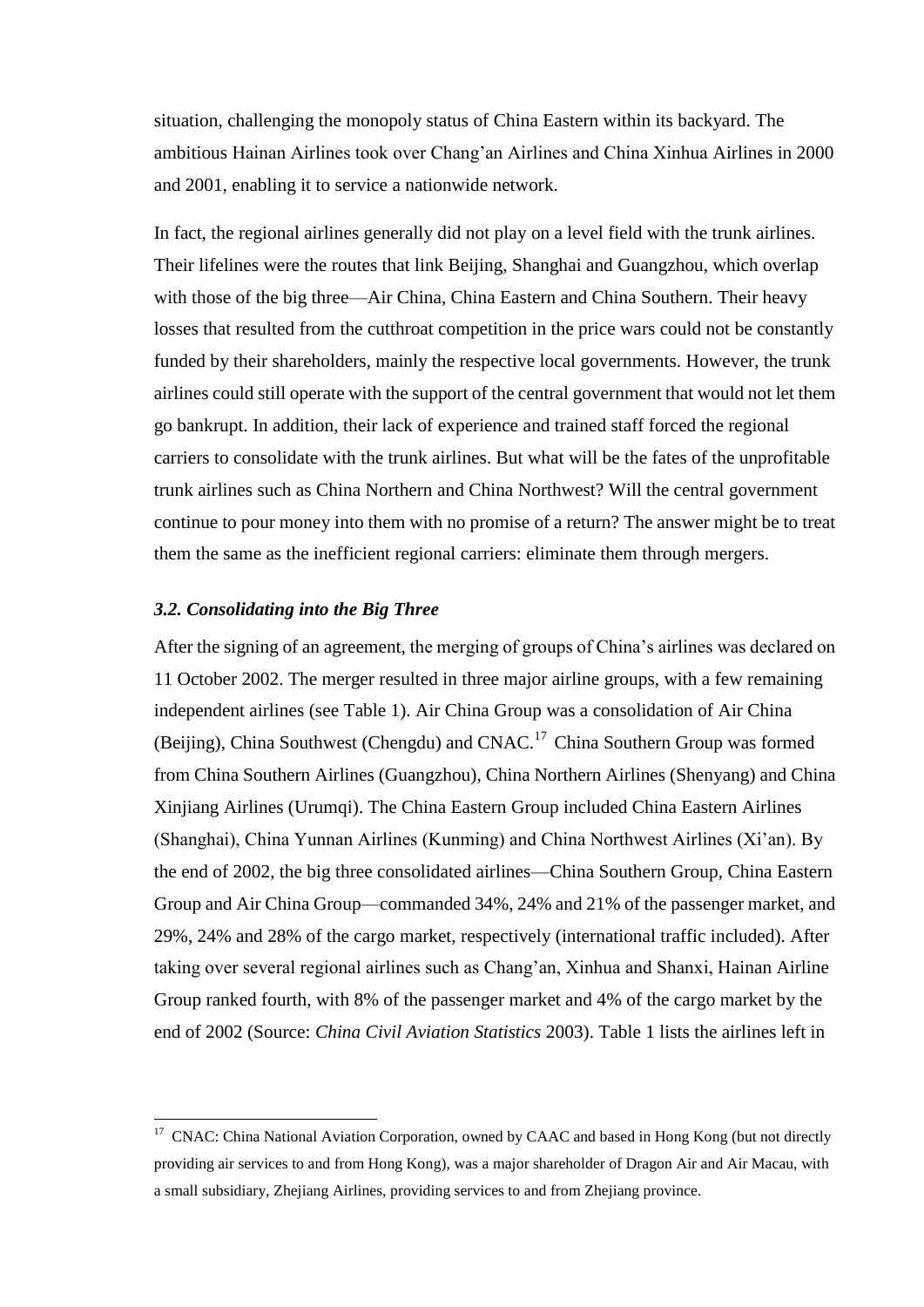situation, challenging the monopoly status of China Eastern within its backyard. The ambitious Hainan Airlines took over Chang'an Airlines and China Xinhua Airlines in 2000 and 2001, enabling it to service a nationwide network.

In fact, the regional airlines generally did not play on a level field with the trunk airlines. Their lifelines were the routes that link Beijing, Shanghai and Guangzhou, which overlap with those of the big three—Air China, China Eastern and China Southern. Their heavy losses that resulted from the cutthroat competition in the price wars could not be constantly funded by their shareholders, mainly the respective local governments. However, the trunk airlines could still operate with the support of the central government that would not let them go bankrupt. In addition, their lack of experience and trained staff forced the regional carriers to consolidate with the trunk airlines. But what will be the fates of the unprofitable trunk airlines such as China Northern and China Northwest? Will the central government continue to pour money into them with no promise of a return? The answer might be to treat them the same as the inefficient regional carriers: eliminate them through mergers.

### *3.2. Consolidating into the Big Three*

After the signing of an agreement, the merging of groups of China's airlines was declared on 11 October 2002. The merger resulted in three major airline groups, with a few remaining independent airlines (see Table 1). Air China Group was a consolidation of Air China (Beijing), China Southwest (Chengdu) and CNAC.[17] China Southern Group was formed from China Southern Airlines (Guangzhou), China Northern Airlines (Shenyang) and China Xinjiang Airlines (Urumqi). The China Eastern Group included China Eastern Airlines (Shanghai), China Yunnan Airlines (Kunming) and China Northwest Airlines (Xi'an). By the end of 2002, the big three consolidated airlines—China Southern Group, China Eastern Group and Air China Group—commanded 34%, 24% and 21% of the passenger market, and 29%, 24% and 28% of the cargo market, respectively (international traffic included). After taking over several regional airlines such as Chang'an, Xinhua and Shanxi, Hainan Airline Group ranked fourth, with 8% of the passenger market and 4% of the cargo market by the end of 2002 (Source: *China Civil Aviation Statistics* 2003). Table 1 lists the airlines left in

---

[17] CNAC: China National Aviation Corporation, owned by CAAC and based in Hong Kong (but not directly providing air services to and from Hong Kong), was a major shareholder of Dragon Air and Air Macau, with a small subsidiary, Zhejiang Airlines, providing services to and from Zhejiang province.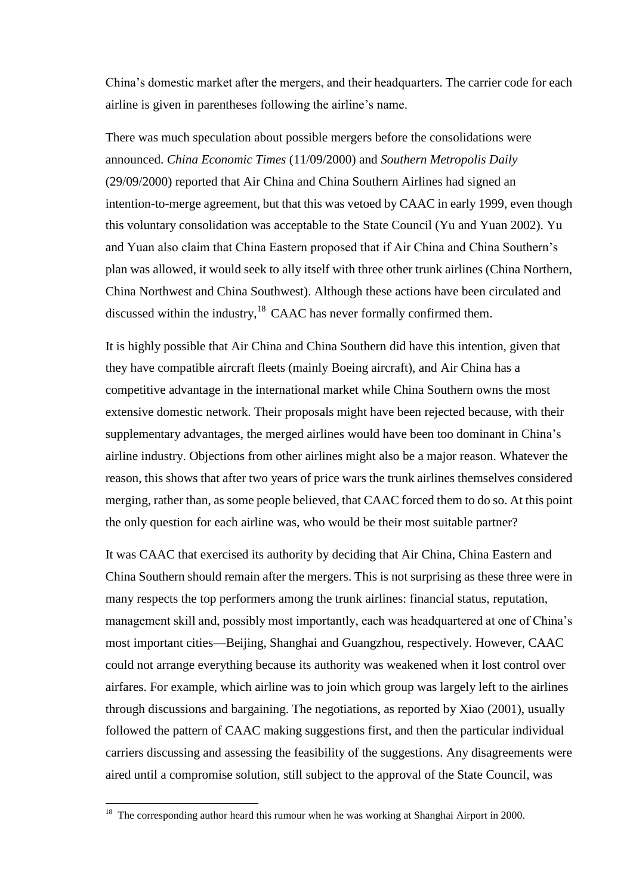China's domestic market after the mergers, and their headquarters. The carrier code for each airline is given in parentheses following the airline's name.

There was much speculation about possible mergers before the consolidations were announced. *China Economic Times* (11/09/2000) and *Southern Metropolis Daily* (29/09/2000) reported that Air China and China Southern Airlines had signed an intention-to-merge agreement, but that this was vetoed by CAAC in early 1999, even though this voluntary consolidation was acceptable to the State Council (Yu and Yuan 2002). Yu and Yuan also claim that China Eastern proposed that if Air China and China Southern's plan was allowed, it would seek to ally itself with three other trunk airlines (China Northern, China Northwest and China Southwest). Although these actions have been circulated and discussed within the industry,[18] CAAC has never formally confirmed them.

It is highly possible that Air China and China Southern did have this intention, given that they have compatible aircraft fleets (mainly Boeing aircraft), and Air China has a competitive advantage in the international market while China Southern owns the most extensive domestic network. Their proposals might have been rejected because, with their supplementary advantages, the merged airlines would have been too dominant in China's airline industry. Objections from other airlines might also be a major reason. Whatever the reason, this shows that after two years of price wars the trunk airlines themselves considered merging, rather than, as some people believed, that CAAC forced them to do so. At this point the only question for each airline was, who would be their most suitable partner?

It was CAAC that exercised its authority by deciding that Air China, China Eastern and China Southern should remain after the mergers. This is not surprising as these three were in many respects the top performers among the trunk airlines: financial status, reputation, management skill and, possibly most importantly, each was headquartered at one of China's most important cities—Beijing, Shanghai and Guangzhou, respectively. However, CAAC could not arrange everything because its authority was weakened when it lost control over airfares. For example, which airline was to join which group was largely left to the airlines through discussions and bargaining. The negotiations, as reported by Xiao (2001), usually followed the pattern of CAAC making suggestions first, and then the particular individual carriers discussing and assessing the feasibility of the suggestions. Any disagreements were aired until a compromise solution, still subject to the approval of the State Council, was

[18] The corresponding author heard this rumour when he was working at Shanghai Airport in 2000.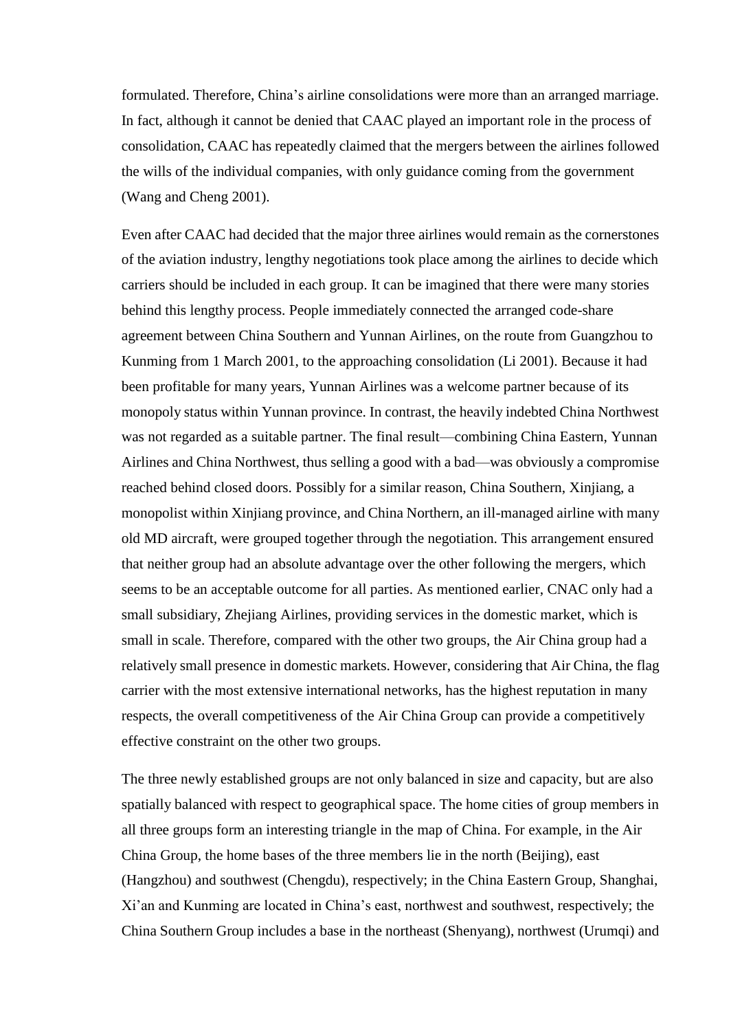formulated. Therefore, China's airline consolidations were more than an arranged marriage. In fact, although it cannot be denied that CAAC played an important role in the process of consolidation, CAAC has repeatedly claimed that the mergers between the airlines followed the wills of the individual companies, with only guidance coming from the government (Wang and Cheng 2001).

Even after CAAC had decided that the major three airlines would remain as the cornerstones of the aviation industry, lengthy negotiations took place among the airlines to decide which carriers should be included in each group. It can be imagined that there were many stories behind this lengthy process. People immediately connected the arranged code-share agreement between China Southern and Yunnan Airlines, on the route from Guangzhou to Kunming from 1 March 2001, to the approaching consolidation (Li 2001). Because it had been profitable for many years, Yunnan Airlines was a welcome partner because of its monopoly status within Yunnan province. In contrast, the heavily indebted China Northwest was not regarded as a suitable partner. The final result—combining China Eastern, Yunnan Airlines and China Northwest, thus selling a good with a bad—was obviously a compromise reached behind closed doors. Possibly for a similar reason, China Southern, Xinjiang, a monopolist within Xinjiang province, and China Northern, an ill-managed airline with many old MD aircraft, were grouped together through the negotiation. This arrangement ensured that neither group had an absolute advantage over the other following the mergers, which seems to be an acceptable outcome for all parties. As mentioned earlier, CNAC only had a small subsidiary, Zhejiang Airlines, providing services in the domestic market, which is small in scale. Therefore, compared with the other two groups, the Air China group had a relatively small presence in domestic markets. However, considering that Air China, the flag carrier with the most extensive international networks, has the highest reputation in many respects, the overall competitiveness of the Air China Group can provide a competitively effective constraint on the other two groups.

The three newly established groups are not only balanced in size and capacity, but are also spatially balanced with respect to geographical space. The home cities of group members in all three groups form an interesting triangle in the map of China. For example, in the Air China Group, the home bases of the three members lie in the north (Beijing), east (Hangzhou) and southwest (Chengdu), respectively; in the China Eastern Group, Shanghai, Xi'an and Kunming are located in China's east, northwest and southwest, respectively; the China Southern Group includes a base in the northeast (Shenyang), northwest (Urumqi) and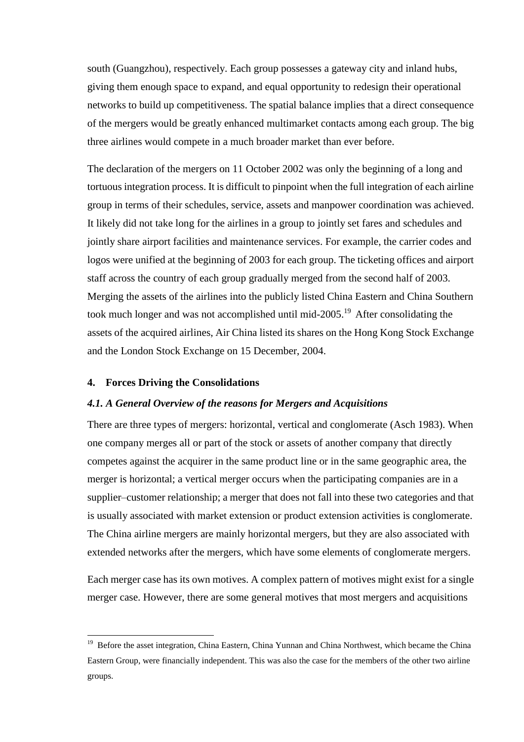south (Guangzhou), respectively. Each group possesses a gateway city and inland hubs, giving them enough space to expand, and equal opportunity to redesign their operational networks to build up competitiveness. The spatial balance implies that a direct consequence of the mergers would be greatly enhanced multimarket contacts among each group. The big three airlines would compete in a much broader market than ever before.

The declaration of the mergers on 11 October 2002 was only the beginning of a long and tortuous integration process. It is difficult to pinpoint when the full integration of each airline group in terms of their schedules, service, assets and manpower coordination was achieved. It likely did not take long for the airlines in a group to jointly set fares and schedules and jointly share airport facilities and maintenance services. For example, the carrier codes and logos were unified at the beginning of 2003 for each group. The ticketing offices and airport staff across the country of each group gradually merged from the second half of 2003. Merging the assets of the airlines into the publicly listed China Eastern and China Southern took much longer and was not accomplished until mid-2005.[19] After consolidating the assets of the acquired airlines, Air China listed its shares on the Hong Kong Stock Exchange and the London Stock Exchange on 15 December, 2004.

## 4. Forces Driving the Consolidations

### *4.1. A General Overview of the reasons for Mergers and Acquisitions*

There are three types of mergers: horizontal, vertical and conglomerate (Asch 1983). When one company merges all or part of the stock or assets of another company that directly competes against the acquirer in the same product line or in the same geographic area, the merger is horizontal; a vertical merger occurs when the participating companies are in a supplier–customer relationship; a merger that does not fall into these two categories and that is usually associated with market extension or product extension activities is conglomerate. The China airline mergers are mainly horizontal mergers, but they are also associated with extended networks after the mergers, which have some elements of conglomerate mergers.

Each merger case has its own motives. A complex pattern of motives might exist for a single merger case. However, there are some general motives that most mergers and acquisitions

[19] Before the asset integration, China Eastern, China Yunnan and China Northwest, which became the China Eastern Group, were financially independent. This was also the case for the members of the other two airline groups.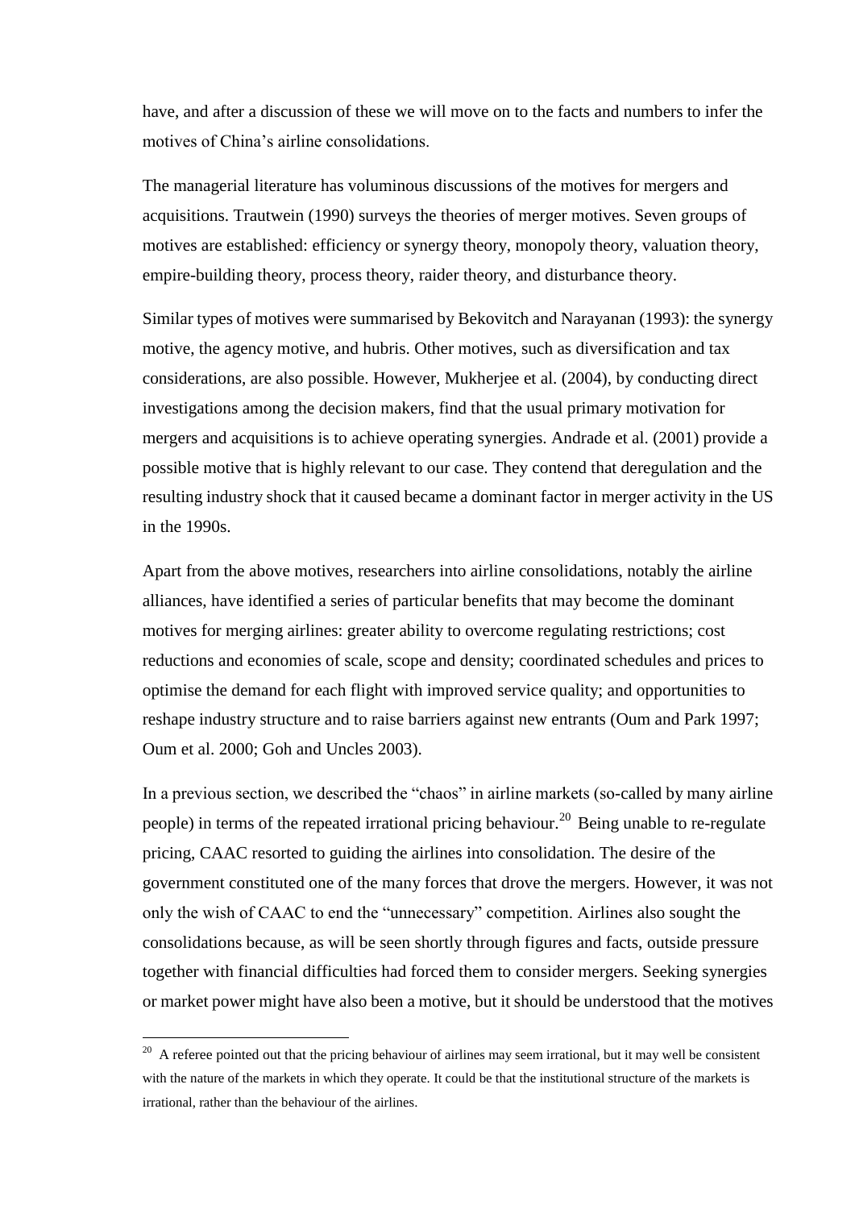have, and after a discussion of these we will move on to the facts and numbers to infer the motives of China's airline consolidations.

The managerial literature has voluminous discussions of the motives for mergers and acquisitions. Trautwein (1990) surveys the theories of merger motives. Seven groups of motives are established: efficiency or synergy theory, monopoly theory, valuation theory, empire-building theory, process theory, raider theory, and disturbance theory.

Similar types of motives were summarised by Bekovitch and Narayanan (1993): the synergy motive, the agency motive, and hubris. Other motives, such as diversification and tax considerations, are also possible. However, Mukherjee et al. (2004), by conducting direct investigations among the decision makers, find that the usual primary motivation for mergers and acquisitions is to achieve operating synergies. Andrade et al. (2001) provide a possible motive that is highly relevant to our case. They contend that deregulation and the resulting industry shock that it caused became a dominant factor in merger activity in the US in the 1990s.

Apart from the above motives, researchers into airline consolidations, notably the airline alliances, have identified a series of particular benefits that may become the dominant motives for merging airlines: greater ability to overcome regulating restrictions; cost reductions and economies of scale, scope and density; coordinated schedules and prices to optimise the demand for each flight with improved service quality; and opportunities to reshape industry structure and to raise barriers against new entrants (Oum and Park 1997; Oum et al. 2000; Goh and Uncles 2003).

In a previous section, we described the "chaos" in airline markets (so-called by many airline people) in terms of the repeated irrational pricing behaviour.[20] Being unable to re-regulate pricing, CAAC resorted to guiding the airlines into consolidation. The desire of the government constituted one of the many forces that drove the mergers. However, it was not only the wish of CAAC to end the "unnecessary" competition. Airlines also sought the consolidations because, as will be seen shortly through figures and facts, outside pressure together with financial difficulties had forced them to consider mergers. Seeking synergies or market power might have also been a motive, but it should be understood that the motives

[20] A referee pointed out that the pricing behaviour of airlines may seem irrational, but it may well be consistent with the nature of the markets in which they operate. It could be that the institutional structure of the markets is irrational, rather than the behaviour of the airlines.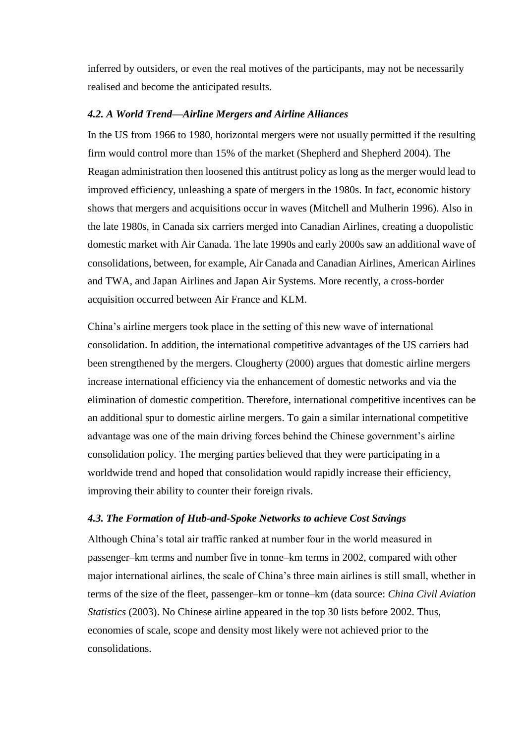inferred by outsiders, or even the real motives of the participants, may not be necessarily realised and become the anticipated results.

### *4.2. A World Trend—Airline Mergers and Airline Alliances*

In the US from 1966 to 1980, horizontal mergers were not usually permitted if the resulting firm would control more than 15% of the market (Shepherd and Shepherd 2004). The Reagan administration then loosened this antitrust policy as long as the merger would lead to improved efficiency, unleashing a spate of mergers in the 1980s. In fact, economic history shows that mergers and acquisitions occur in waves (Mitchell and Mulherin 1996). Also in the late 1980s, in Canada six carriers merged into Canadian Airlines, creating a duopolistic domestic market with Air Canada. The late 1990s and early 2000s saw an additional wave of consolidations, between, for example, Air Canada and Canadian Airlines, American Airlines and TWA, and Japan Airlines and Japan Air Systems. More recently, a cross-border acquisition occurred between Air France and KLM.

China's airline mergers took place in the setting of this new wave of international consolidation. In addition, the international competitive advantages of the US carriers had been strengthened by the mergers. Clougherty (2000) argues that domestic airline mergers increase international efficiency via the enhancement of domestic networks and via the elimination of domestic competition. Therefore, international competitive incentives can be an additional spur to domestic airline mergers. To gain a similar international competitive advantage was one of the main driving forces behind the Chinese government's airline consolidation policy. The merging parties believed that they were participating in a worldwide trend and hoped that consolidation would rapidly increase their efficiency, improving their ability to counter their foreign rivals.

### *4.3. The Formation of Hub-and-Spoke Networks to achieve Cost Savings*

Although China's total air traffic ranked at number four in the world measured in passenger–km terms and number five in tonne–km terms in 2002, compared with other major international airlines, the scale of China's three main airlines is still small, whether in terms of the size of the fleet, passenger–km or tonne–km (data source: *China Civil Aviation Statistics* (2003). No Chinese airline appeared in the top 30 lists before 2002. Thus, economies of scale, scope and density most likely were not achieved prior to the consolidations.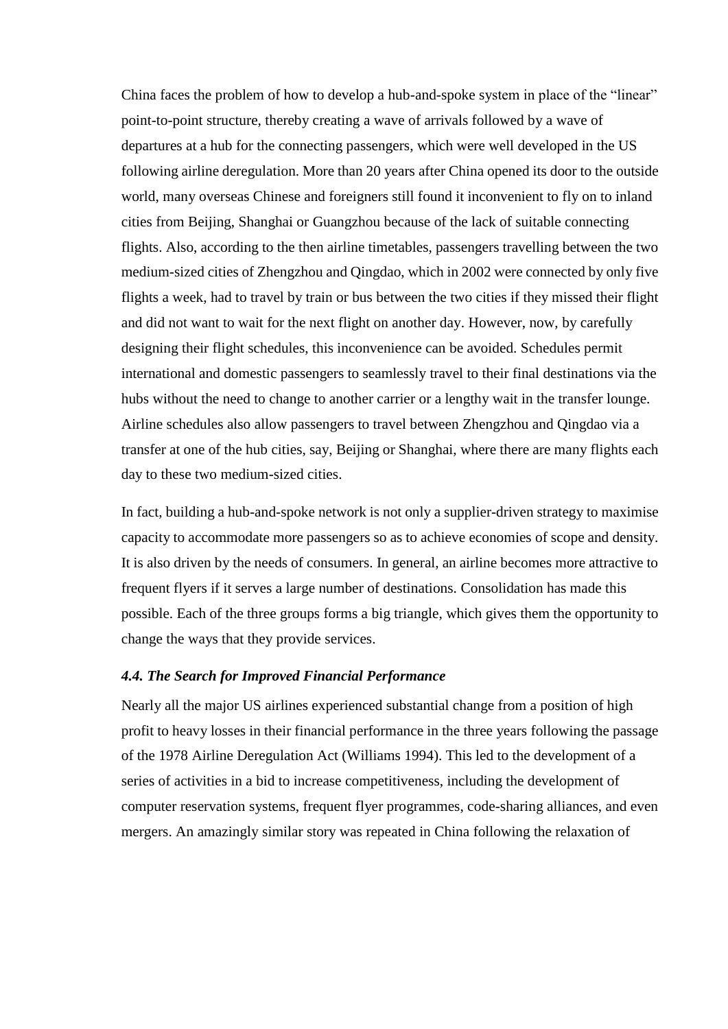China faces the problem of how to develop a hub-and-spoke system in place of the "linear" point-to-point structure, thereby creating a wave of arrivals followed by a wave of departures at a hub for the connecting passengers, which were well developed in the US following airline deregulation. More than 20 years after China opened its door to the outside world, many overseas Chinese and foreigners still found it inconvenient to fly on to inland cities from Beijing, Shanghai or Guangzhou because of the lack of suitable connecting flights. Also, according to the then airline timetables, passengers travelling between the two medium-sized cities of Zhengzhou and Qingdao, which in 2002 were connected by only five flights a week, had to travel by train or bus between the two cities if they missed their flight and did not want to wait for the next flight on another day. However, now, by carefully designing their flight schedules, this inconvenience can be avoided. Schedules permit international and domestic passengers to seamlessly travel to their final destinations via the hubs without the need to change to another carrier or a lengthy wait in the transfer lounge. Airline schedules also allow passengers to travel between Zhengzhou and Qingdao via a transfer at one of the hub cities, say, Beijing or Shanghai, where there are many flights each day to these two medium-sized cities.

In fact, building a hub-and-spoke network is not only a supplier-driven strategy to maximise capacity to accommodate more passengers so as to achieve economies of scope and density. It is also driven by the needs of consumers. In general, an airline becomes more attractive to frequent flyers if it serves a large number of destinations. Consolidation has made this possible. Each of the three groups forms a big triangle, which gives them the opportunity to change the ways that they provide services.

### *4.4. The Search for Improved Financial Performance*

Nearly all the major US airlines experienced substantial change from a position of high profit to heavy losses in their financial performance in the three years following the passage of the 1978 Airline Deregulation Act (Williams 1994). This led to the development of a series of activities in a bid to increase competitiveness, including the development of computer reservation systems, frequent flyer programmes, code-sharing alliances, and even mergers. An amazingly similar story was repeated in China following the relaxation of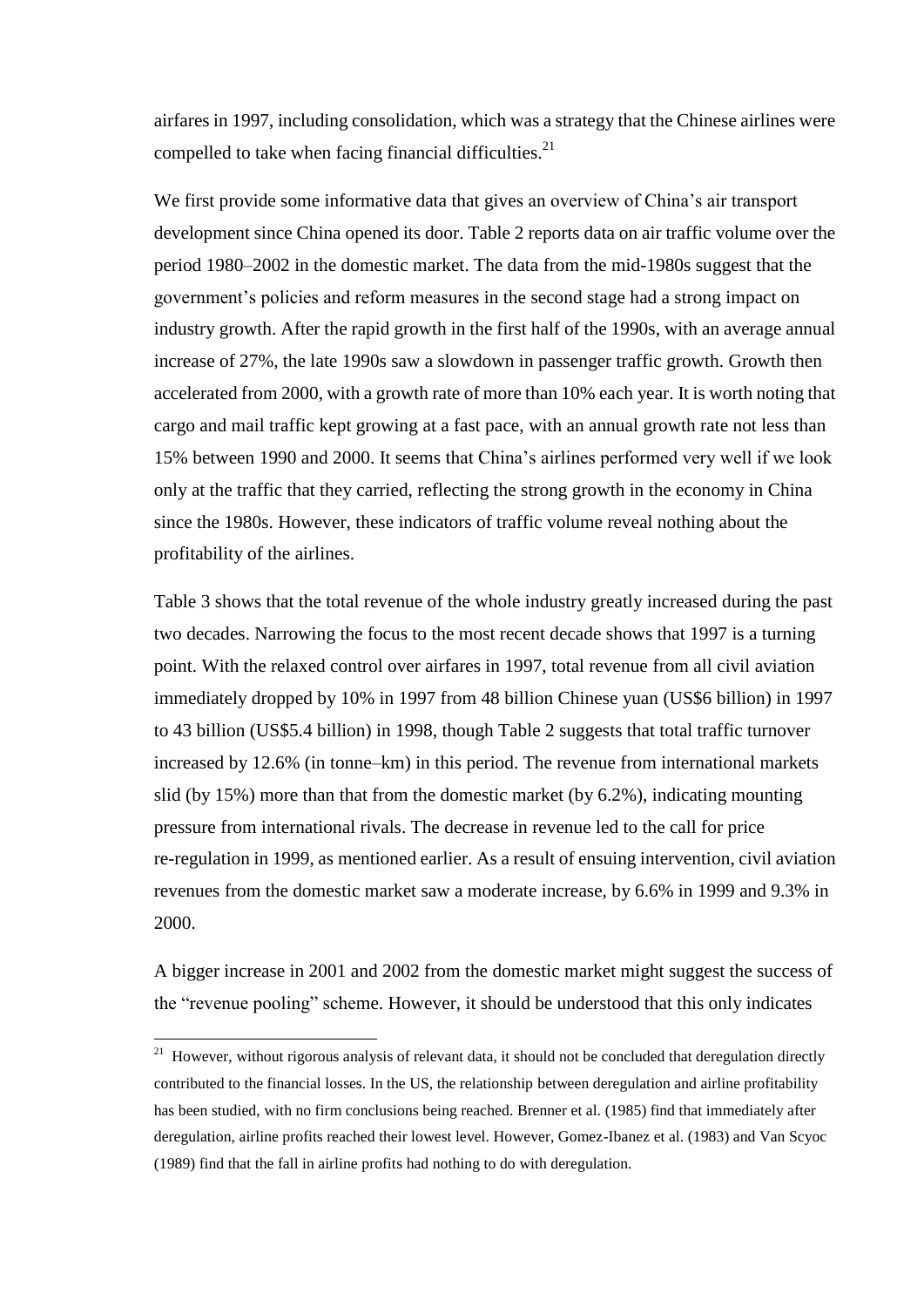airfares in 1997, including consolidation, which was a strategy that the Chinese airlines were compelled to take when facing financial difficulties.[21]

We first provide some informative data that gives an overview of China's air transport development since China opened its door. Table 2 reports data on air traffic volume over the period 1980–2002 in the domestic market. The data from the mid-1980s suggest that the government's policies and reform measures in the second stage had a strong impact on industry growth. After the rapid growth in the first half of the 1990s, with an average annual increase of 27%, the late 1990s saw a slowdown in passenger traffic growth. Growth then accelerated from 2000, with a growth rate of more than 10% each year. It is worth noting that cargo and mail traffic kept growing at a fast pace, with an annual growth rate not less than 15% between 1990 and 2000. It seems that China's airlines performed very well if we look only at the traffic that they carried, reflecting the strong growth in the economy in China since the 1980s. However, these indicators of traffic volume reveal nothing about the profitability of the airlines.

Table 3 shows that the total revenue of the whole industry greatly increased during the past two decades. Narrowing the focus to the most recent decade shows that 1997 is a turning point. With the relaxed control over airfares in 1997, total revenue from all civil aviation immediately dropped by 10% in 1997 from 48 billion Chinese yuan (US$6 billion) in 1997 to 43 billion (US$5.4 billion) in 1998, though Table 2 suggests that total traffic turnover increased by 12.6% (in tonne–km) in this period. The revenue from international markets slid (by 15%) more than that from the domestic market (by 6.2%), indicating mounting pressure from international rivals. The decrease in revenue led to the call for price re-regulation in 1999, as mentioned earlier. As a result of ensuing intervention, civil aviation revenues from the domestic market saw a moderate increase, by 6.6% in 1999 and 9.3% in 2000.

A bigger increase in 2001 and 2002 from the domestic market might suggest the success of the "revenue pooling" scheme. However, it should be understood that this only indicates

---

[21] However, without rigorous analysis of relevant data, it should not be concluded that deregulation directly contributed to the financial losses. In the US, the relationship between deregulation and airline profitability has been studied, with no firm conclusions being reached. Brenner et al. (1985) find that immediately after deregulation, airline profits reached their lowest level. However, Gomez-Ibanez et al. (1983) and Van Scyoc (1989) find that the fall in airline profits had nothing to do with deregulation.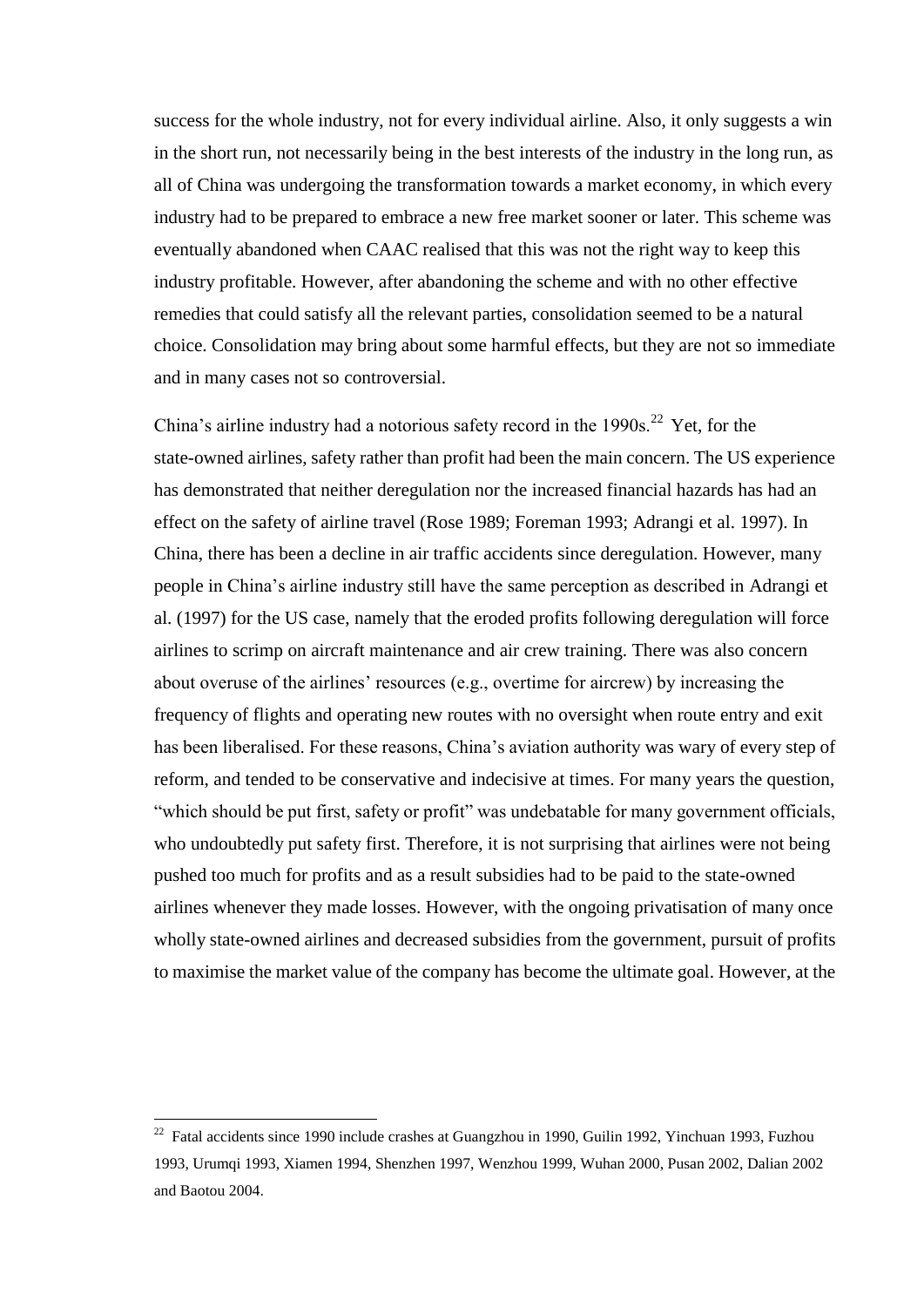success for the whole industry, not for every individual airline. Also, it only suggests a win in the short run, not necessarily being in the best interests of the industry in the long run, as all of China was undergoing the transformation towards a market economy, in which every industry had to be prepared to embrace a new free market sooner or later. This scheme was eventually abandoned when CAAC realised that this was not the right way to keep this industry profitable. However, after abandoning the scheme and with no other effective remedies that could satisfy all the relevant parties, consolidation seemed to be a natural choice. Consolidation may bring about some harmful effects, but they are not so immediate and in many cases not so controversial.

China's airline industry had a notorious safety record in the 1990s.[22] Yet, for the state-owned airlines, safety rather than profit had been the main concern. The US experience has demonstrated that neither deregulation nor the increased financial hazards has had an effect on the safety of airline travel (Rose 1989; Foreman 1993; Adrangi et al. 1997). In China, there has been a decline in air traffic accidents since deregulation. However, many people in China's airline industry still have the same perception as described in Adrangi et al. (1997) for the US case, namely that the eroded profits following deregulation will force airlines to scrimp on aircraft maintenance and air crew training. There was also concern about overuse of the airlines' resources (e.g., overtime for aircrew) by increasing the frequency of flights and operating new routes with no oversight when route entry and exit has been liberalised. For these reasons, China's aviation authority was wary of every step of reform, and tended to be conservative and indecisive at times. For many years the question, "which should be put first, safety or profit" was undebatable for many government officials, who undoubtedly put safety first. Therefore, it is not surprising that airlines were not being pushed too much for profits and as a result subsidies had to be paid to the state-owned airlines whenever they made losses. However, with the ongoing privatisation of many once wholly state-owned airlines and decreased subsidies from the government, pursuit of profits to maximise the market value of the company has become the ultimate goal. However, at the

[22] Fatal accidents since 1990 include crashes at Guangzhou in 1990, Guilin 1992, Yinchuan 1993, Fuzhou 1993, Urumqi 1993, Xiamen 1994, Shenzhen 1997, Wenzhou 1999, Wuhan 2000, Pusan 2002, Dalian 2002 and Baotou 2004.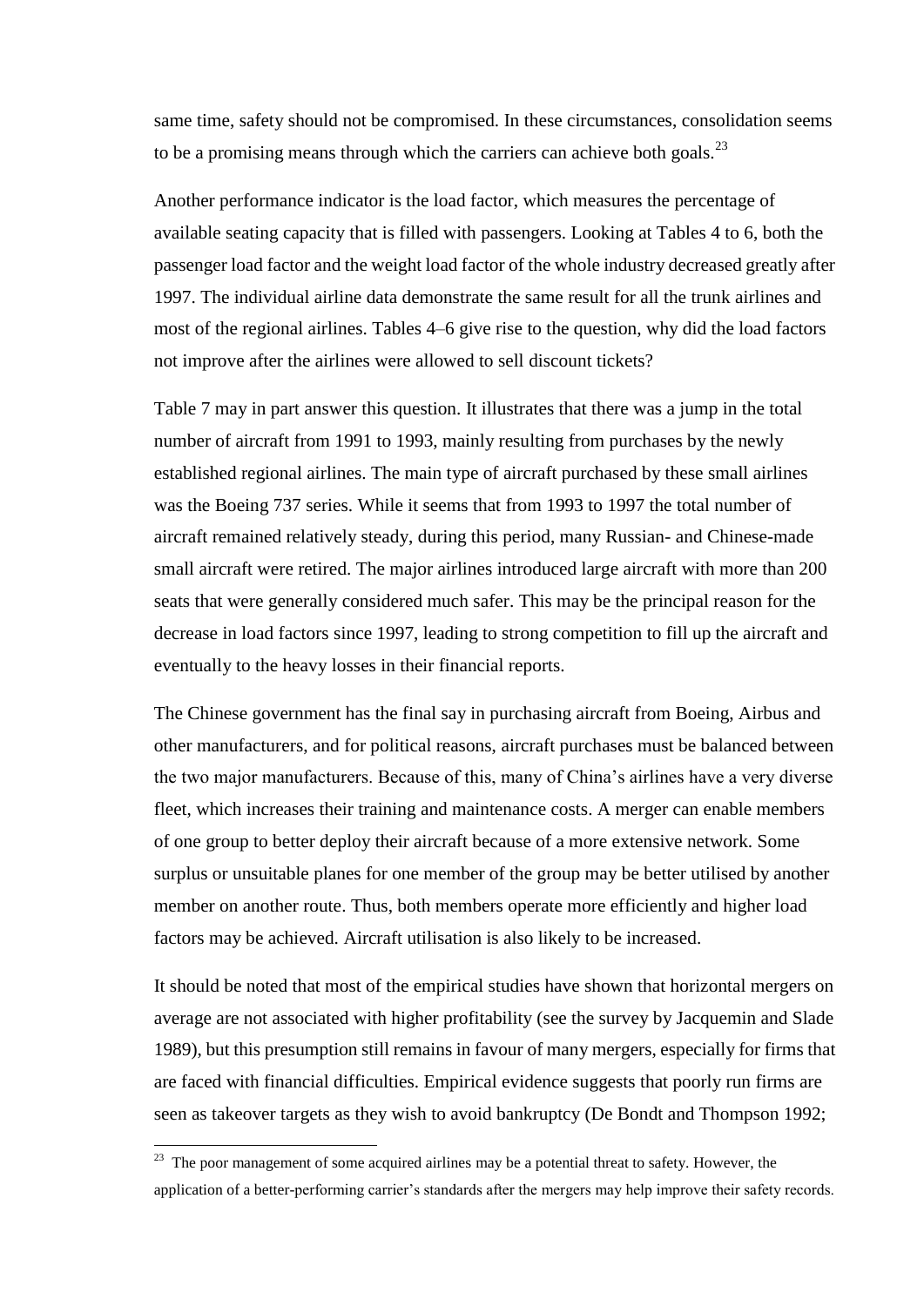same time, safety should not be compromised. In these circumstances, consolidation seems to be a promising means through which the carriers can achieve both goals.[23]

Another performance indicator is the load factor, which measures the percentage of available seating capacity that is filled with passengers. Looking at Tables 4 to 6, both the passenger load factor and the weight load factor of the whole industry decreased greatly after 1997. The individual airline data demonstrate the same result for all the trunk airlines and most of the regional airlines. Tables 4–6 give rise to the question, why did the load factors not improve after the airlines were allowed to sell discount tickets?

Table 7 may in part answer this question. It illustrates that there was a jump in the total number of aircraft from 1991 to 1993, mainly resulting from purchases by the newly established regional airlines. The main type of aircraft purchased by these small airlines was the Boeing 737 series. While it seems that from 1993 to 1997 the total number of aircraft remained relatively steady, during this period, many Russian- and Chinese-made small aircraft were retired. The major airlines introduced large aircraft with more than 200 seats that were generally considered much safer. This may be the principal reason for the decrease in load factors since 1997, leading to strong competition to fill up the aircraft and eventually to the heavy losses in their financial reports.

The Chinese government has the final say in purchasing aircraft from Boeing, Airbus and other manufacturers, and for political reasons, aircraft purchases must be balanced between the two major manufacturers. Because of this, many of China's airlines have a very diverse fleet, which increases their training and maintenance costs. A merger can enable members of one group to better deploy their aircraft because of a more extensive network. Some surplus or unsuitable planes for one member of the group may be better utilised by another member on another route. Thus, both members operate more efficiently and higher load factors may be achieved. Aircraft utilisation is also likely to be increased.

It should be noted that most of the empirical studies have shown that horizontal mergers on average are not associated with higher profitability (see the survey by Jacquemin and Slade 1989), but this presumption still remains in favour of many mergers, especially for firms that are faced with financial difficulties. Empirical evidence suggests that poorly run firms are seen as takeover targets as they wish to avoid bankruptcy (De Bondt and Thompson 1992;

---

[23] The poor management of some acquired airlines may be a potential threat to safety. However, the application of a better-performing carrier's standards after the mergers may help improve their safety records.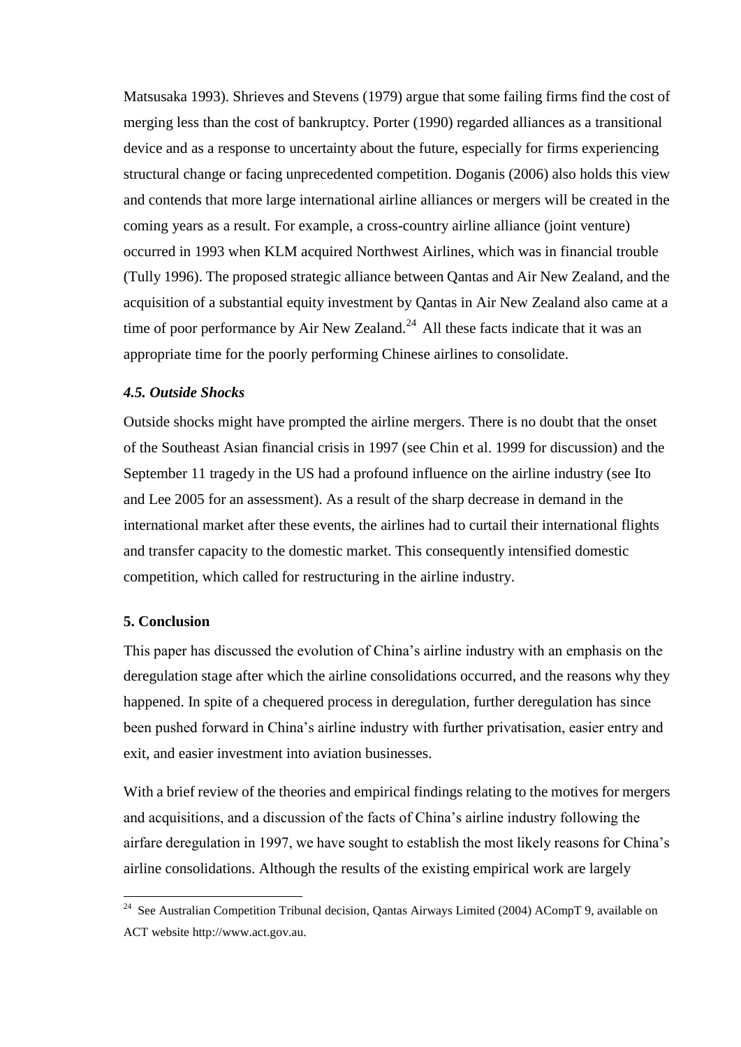Matsusaka 1993). Shrieves and Stevens (1979) argue that some failing firms find the cost of merging less than the cost of bankruptcy. Porter (1990) regarded alliances as a transitional device and as a response to uncertainty about the future, especially for firms experiencing structural change or facing unprecedented competition. Doganis (2006) also holds this view and contends that more large international airline alliances or mergers will be created in the coming years as a result. For example, a cross-country airline alliance (joint venture) occurred in 1993 when KLM acquired Northwest Airlines, which was in financial trouble (Tully 1996). The proposed strategic alliance between Qantas and Air New Zealand, and the acquisition of a substantial equity investment by Qantas in Air New Zealand also came at a time of poor performance by Air New Zealand.[24] All these facts indicate that it was an appropriate time for the poorly performing Chinese airlines to consolidate.

### *4.5. Outside Shocks*

Outside shocks might have prompted the airline mergers. There is no doubt that the onset of the Southeast Asian financial crisis in 1997 (see Chin et al. 1999 for discussion) and the September 11 tragedy in the US had a profound influence on the airline industry (see Ito and Lee 2005 for an assessment). As a result of the sharp decrease in demand in the international market after these events, the airlines had to curtail their international flights and transfer capacity to the domestic market. This consequently intensified domestic competition, which called for restructuring in the airline industry.

## 5. Conclusion

This paper has discussed the evolution of China's airline industry with an emphasis on the deregulation stage after which the airline consolidations occurred, and the reasons why they happened. In spite of a chequered process in deregulation, further deregulation has since been pushed forward in China's airline industry with further privatisation, easier entry and exit, and easier investment into aviation businesses.

With a brief review of the theories and empirical findings relating to the motives for mergers and acquisitions, and a discussion of the facts of China's airline industry following the airfare deregulation in 1997, we have sought to establish the most likely reasons for China's airline consolidations. Although the results of the existing empirical work are largely

[24] See Australian Competition Tribunal decision, Qantas Airways Limited (2004) ACompT 9, available on ACT website http://www.act.gov.au.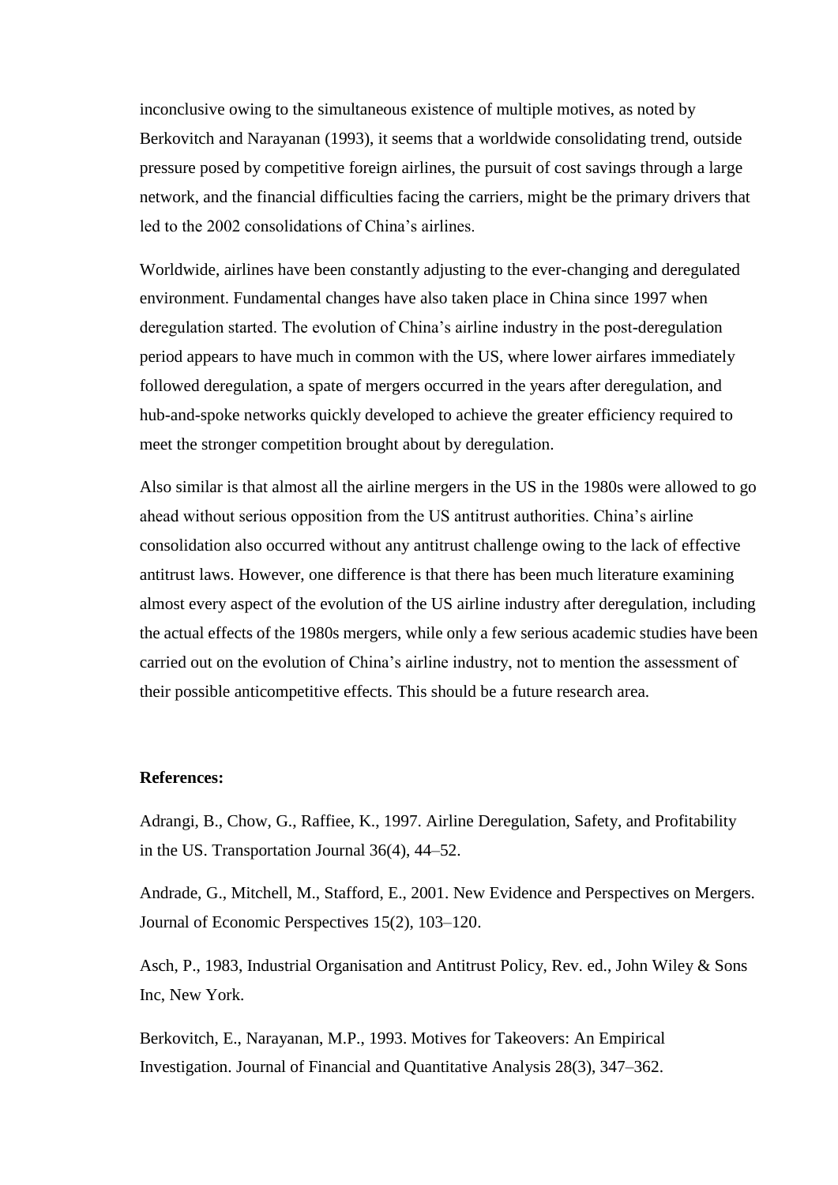inconclusive owing to the simultaneous existence of multiple motives, as noted by Berkovitch and Narayanan (1993), it seems that a worldwide consolidating trend, outside pressure posed by competitive foreign airlines, the pursuit of cost savings through a large network, and the financial difficulties facing the carriers, might be the primary drivers that led to the 2002 consolidations of China's airlines.

Worldwide, airlines have been constantly adjusting to the ever-changing and deregulated environment. Fundamental changes have also taken place in China since 1997 when deregulation started. The evolution of China's airline industry in the post-deregulation period appears to have much in common with the US, where lower airfares immediately followed deregulation, a spate of mergers occurred in the years after deregulation, and hub-and-spoke networks quickly developed to achieve the greater efficiency required to meet the stronger competition brought about by deregulation.

Also similar is that almost all the airline mergers in the US in the 1980s were allowed to go ahead without serious opposition from the US antitrust authorities. China's airline consolidation also occurred without any antitrust challenge owing to the lack of effective antitrust laws. However, one difference is that there has been much literature examining almost every aspect of the evolution of the US airline industry after deregulation, including the actual effects of the 1980s mergers, while only a few serious academic studies have been carried out on the evolution of China's airline industry, not to mention the assessment of their possible anticompetitive effects. This should be a future research area.

**References:**

Adrangi, B., Chow, G., Raffiee, K., 1997. Airline Deregulation, Safety, and Profitability in the US. Transportation Journal 36(4), 44–52.

Andrade, G., Mitchell, M., Stafford, E., 2001. New Evidence and Perspectives on Mergers. Journal of Economic Perspectives 15(2), 103–120.

Asch, P., 1983, Industrial Organisation and Antitrust Policy, Rev. ed., John Wiley & Sons Inc, New York.

Berkovitch, E., Narayanan, M.P., 1993. Motives for Takeovers: An Empirical Investigation. Journal of Financial and Quantitative Analysis 28(3), 347–362.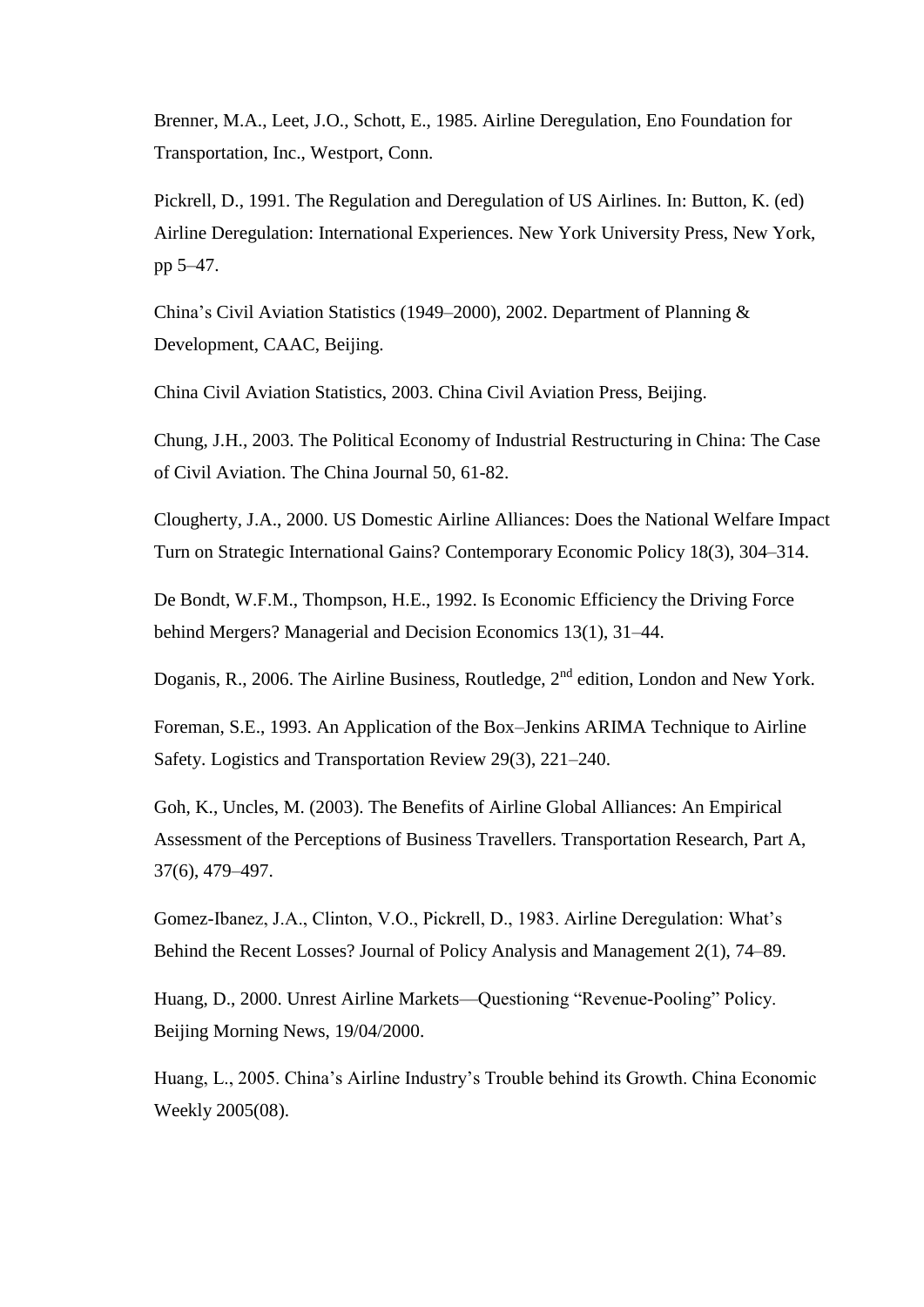Brenner, M.A., Leet, J.O., Schott, E., 1985. Airline Deregulation, Eno Foundation for Transportation, Inc., Westport, Conn.

Pickrell, D., 1991. The Regulation and Deregulation of US Airlines. In: Button, K. (ed) Airline Deregulation: International Experiences. New York University Press, New York, pp 5–47.

China's Civil Aviation Statistics (1949–2000), 2002. Department of Planning & Development, CAAC, Beijing.

China Civil Aviation Statistics, 2003. China Civil Aviation Press, Beijing.

Chung, J.H., 2003. The Political Economy of Industrial Restructuring in China: The Case of Civil Aviation. The China Journal 50, 61-82.

Clougherty, J.A., 2000. US Domestic Airline Alliances: Does the National Welfare Impact Turn on Strategic International Gains? Contemporary Economic Policy 18(3), 304–314.

De Bondt, W.F.M., Thompson, H.E., 1992. Is Economic Efficiency the Driving Force behind Mergers? Managerial and Decision Economics 13(1), 31–44.

Doganis, R., 2006. The Airline Business, Routledge, 2nd edition, London and New York.

Foreman, S.E., 1993. An Application of the Box–Jenkins ARIMA Technique to Airline Safety. Logistics and Transportation Review 29(3), 221–240.

Goh, K., Uncles, M. (2003). The Benefits of Airline Global Alliances: An Empirical Assessment of the Perceptions of Business Travellers. Transportation Research, Part A, 37(6), 479–497.

Gomez-Ibanez, J.A., Clinton, V.O., Pickrell, D., 1983. Airline Deregulation: What's Behind the Recent Losses? Journal of Policy Analysis and Management 2(1), 74–89.

Huang, D., 2000. Unrest Airline Markets—Questioning "Revenue-Pooling" Policy. Beijing Morning News, 19/04/2000.

Huang, L., 2005. China's Airline Industry's Trouble behind its Growth. China Economic Weekly 2005(08).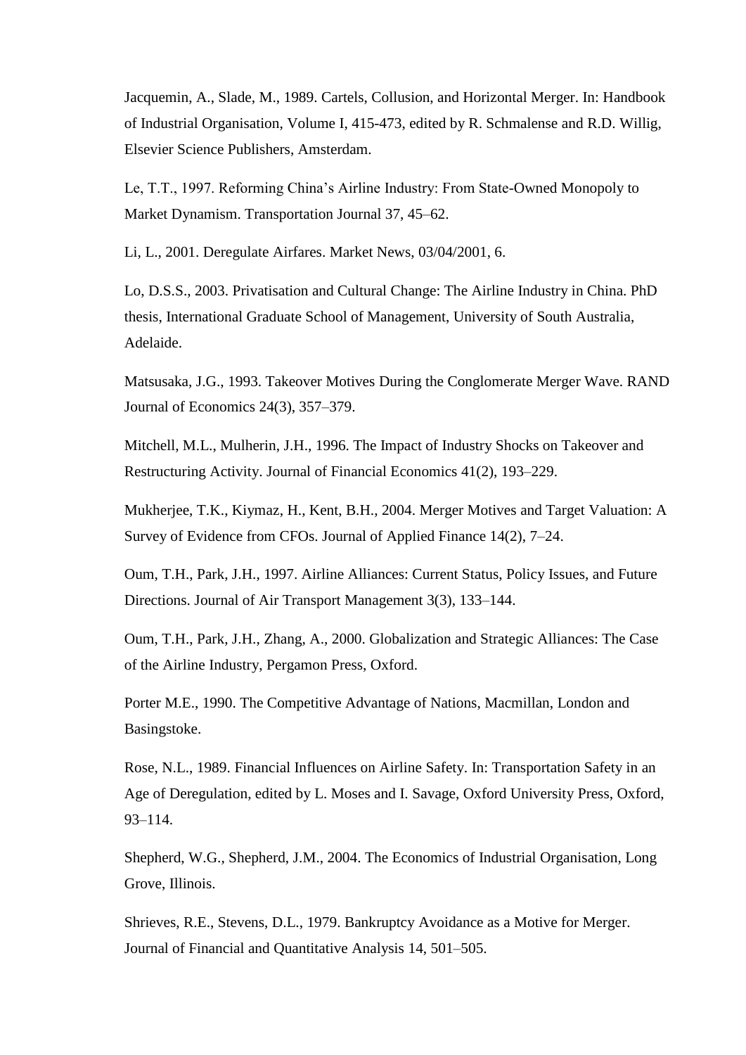Jacquemin, A., Slade, M., 1989. Cartels, Collusion, and Horizontal Merger. In: Handbook of Industrial Organisation, Volume I, 415-473, edited by R. Schmalense and R.D. Willig, Elsevier Science Publishers, Amsterdam.

Le, T.T., 1997. Reforming China's Airline Industry: From State-Owned Monopoly to Market Dynamism. Transportation Journal 37, 45–62.

Li, L., 2001. Deregulate Airfares. Market News, 03/04/2001, 6.

Lo, D.S.S., 2003. Privatisation and Cultural Change: The Airline Industry in China. PhD thesis, International Graduate School of Management, University of South Australia, Adelaide.

Matsusaka, J.G., 1993. Takeover Motives During the Conglomerate Merger Wave. RAND Journal of Economics 24(3), 357–379.

Mitchell, M.L., Mulherin, J.H., 1996. The Impact of Industry Shocks on Takeover and Restructuring Activity. Journal of Financial Economics 41(2), 193–229.

Mukherjee, T.K., Kiymaz, H., Kent, B.H., 2004. Merger Motives and Target Valuation: A Survey of Evidence from CFOs. Journal of Applied Finance 14(2), 7–24.

Oum, T.H., Park, J.H., 1997. Airline Alliances: Current Status, Policy Issues, and Future Directions. Journal of Air Transport Management 3(3), 133–144.

Oum, T.H., Park, J.H., Zhang, A., 2000. Globalization and Strategic Alliances: The Case of the Airline Industry, Pergamon Press, Oxford.

Porter M.E., 1990. The Competitive Advantage of Nations, Macmillan, London and Basingstoke.

Rose, N.L., 1989. Financial Influences on Airline Safety. In: Transportation Safety in an Age of Deregulation, edited by L. Moses and I. Savage, Oxford University Press, Oxford, 93–114.

Shepherd, W.G., Shepherd, J.M., 2004. The Economics of Industrial Organisation, Long Grove, Illinois.

Shrieves, R.E., Stevens, D.L., 1979. Bankruptcy Avoidance as a Motive for Merger. Journal of Financial and Quantitative Analysis 14, 501–505.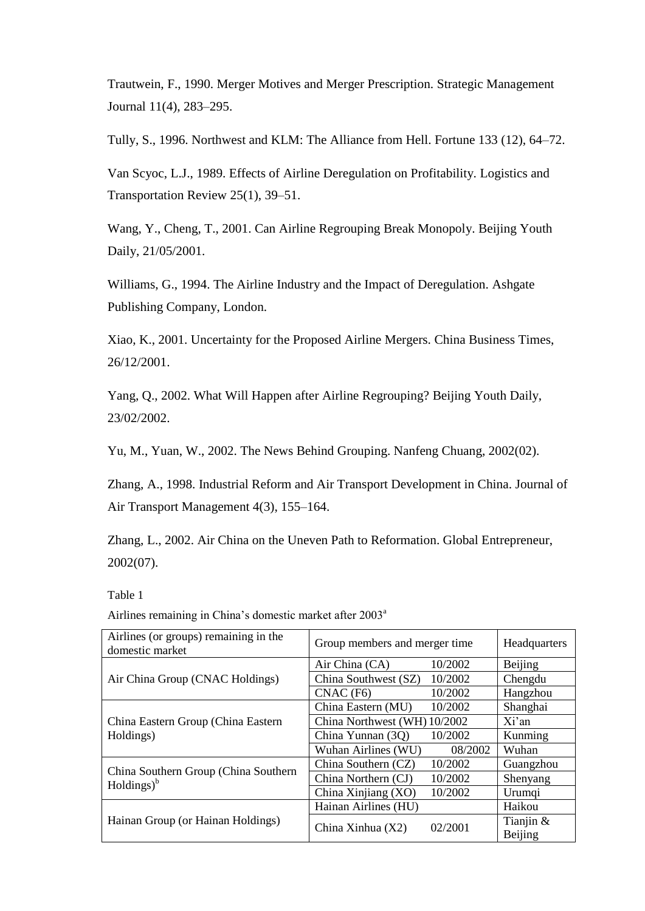Trautwein, F., 1990. Merger Motives and Merger Prescription. Strategic Management Journal 11(4), 283–295.

Tully, S., 1996. Northwest and KLM: The Alliance from Hell. Fortune 133 (12), 64–72.

Van Scyoc, L.J., 1989. Effects of Airline Deregulation on Profitability. Logistics and Transportation Review 25(1), 39–51.

Wang, Y., Cheng, T., 2001. Can Airline Regrouping Break Monopoly. Beijing Youth Daily, 21/05/2001.

Williams, G., 1994. The Airline Industry and the Impact of Deregulation. Ashgate Publishing Company, London.

Xiao, K., 2001. Uncertainty for the Proposed Airline Mergers. China Business Times, 26/12/2001.

Yang, Q., 2002. What Will Happen after Airline Regrouping? Beijing Youth Daily, 23/02/2002.

Yu, M., Yuan, W., 2002. The News Behind Grouping. Nanfeng Chuang, 2002(02).

Zhang, A., 1998. Industrial Reform and Air Transport Development in China. Journal of Air Transport Management 4(3), 155–164.

Zhang, L., 2002. Air China on the Uneven Path to Reformation. Global Entrepreneur, 2002(07).

Table 1

Airlines remaining in China's domestic market after 2003[a]

| Airlines (or groups) remaining in the domestic market | Group members and merger time | | Headquarters |
|---|---|---|---|
| Air China Group (CNAC Holdings) | Air China (CA) | 10/2002 | Beijing |
| | China Southwest (SZ) | 10/2002 | Chengdu |
| | CNAC (F6) | 10/2002 | Hangzhou |
| China Eastern Group (China Eastern Holdings) | China Eastern (MU) | 10/2002 | Shanghai |
| | China Northwest (WH) | 10/2002 | Xi'an |
| | China Yunnan (3Q) | 10/2002 | Kunming |
| | Wuhan Airlines (WU) | 08/2002 | Wuhan |
| China Southern Group (China Southern Holdings)[b] | China Southern (CZ) | 10/2002 | Guangzhou |
| | China Northern (CJ) | 10/2002 | Shenyang |
| | China Xinjiang (XO) | 10/2002 | Urumqi |
| Hainan Group (or Hainan Holdings) | Hainan Airlines (HU) | | Haikou |
| | China Xinhua (X2) | 02/2001 | Tianjin & Beijing |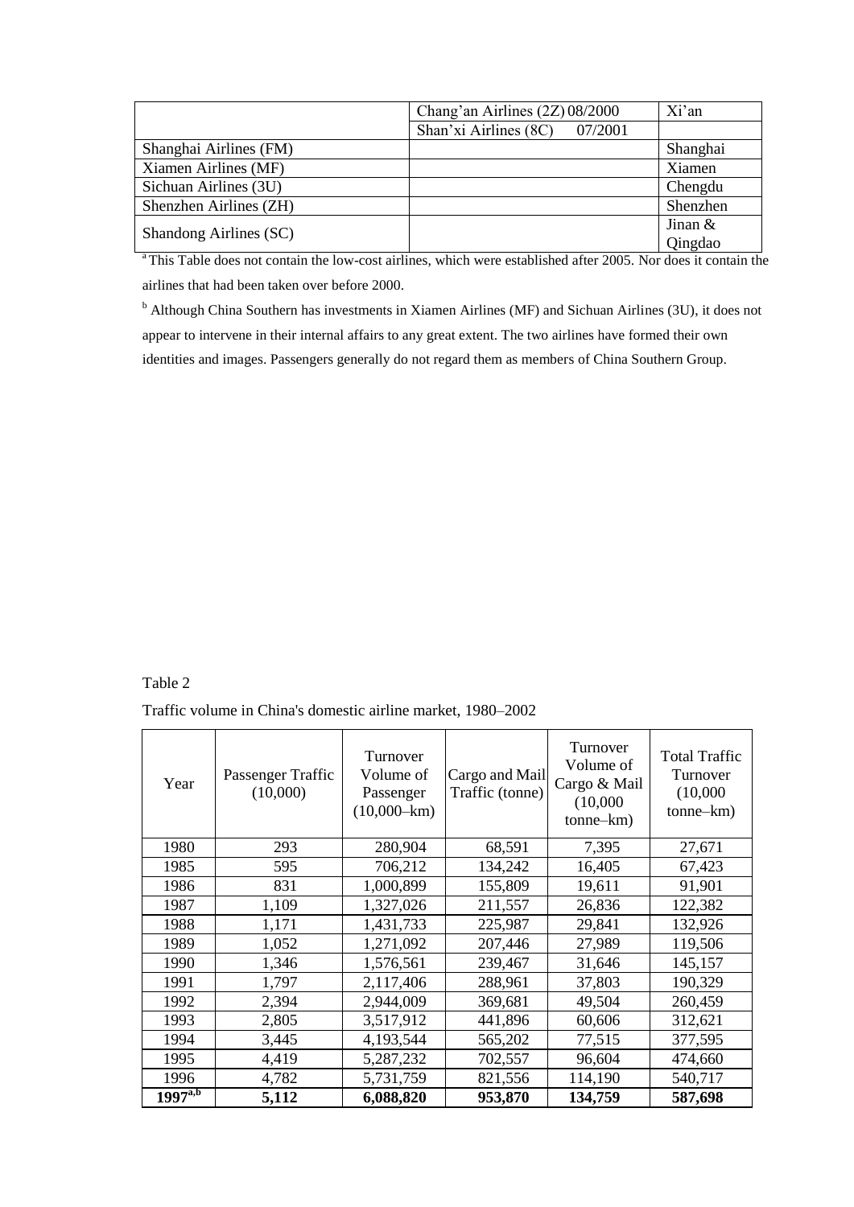| | | |
|---|---|---|
| | Chang'an Airlines (2Z) 08/2000 | Xi'an |
| | Shan'xi Airlines (8C) 07/2001 | |
| Shanghai Airlines (FM) | | Shanghai |
| Xiamen Airlines (MF) | | Xiamen |
| Sichuan Airlines (3U) | | Chengdu |
| Shenzhen Airlines (ZH) | | Shenzhen |
| Shandong Airlines (SC) | | Jinan & Qingdao |

[a] This Table does not contain the low-cost airlines, which were established after 2005. Nor does it contain the airlines that had been taken over before 2000.

[b] Although China Southern has investments in Xiamen Airlines (MF) and Sichuan Airlines (3U), it does not appear to intervene in their internal affairs to any great extent. The two airlines have formed their own identities and images. Passengers generally do not regard them as members of China Southern Group.

Table 2

Traffic volume in China's domestic airline market, 1980–2002

| Year | Passenger Traffic (10,000) | Turnover Volume of Passenger (10,000–km) | Cargo and Mail Traffic (tonne) | Turnover Volume of Cargo & Mail (10,000 tonne–km) | Total Traffic Turnover (10,000 tonne–km) |
|---|---|---|---|---|---|
| 1980 | 293 | 280,904 | 68,591 | 7,395 | 27,671 |
| 1985 | 595 | 706,212 | 134,242 | 16,405 | 67,423 |
| 1986 | 831 | 1,000,899 | 155,809 | 19,611 | 91,901 |
| 1987 | 1,109 | 1,327,026 | 211,557 | 26,836 | 122,382 |
| 1988 | 1,171 | 1,431,733 | 225,987 | 29,841 | 132,926 |
| 1989 | 1,052 | 1,271,092 | 207,446 | 27,989 | 119,506 |
| 1990 | 1,346 | 1,576,561 | 239,467 | 31,646 | 145,157 |
| 1991 | 1,797 | 2,117,406 | 288,961 | 37,803 | 190,329 |
| 1992 | 2,394 | 2,944,009 | 369,681 | 49,504 | 260,459 |
| 1993 | 2,805 | 3,517,912 | 441,896 | 60,606 | 312,621 |
| 1994 | 3,445 | 4,193,544 | 565,202 | 77,515 | 377,595 |
| 1995 | 4,419 | 5,287,232 | 702,557 | 96,604 | 474,660 |
| 1996 | 4,782 | 5,731,759 | 821,556 | 114,190 | 540,717 |
| **1997[a,b]** | **5,112** | **6,088,820** | **953,870** | **134,759** | **587,698** |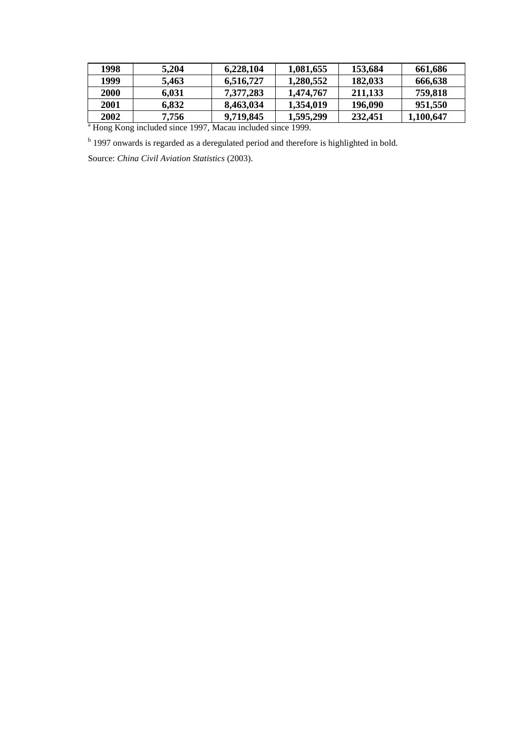| | | | | | |
|---|---|---|---|---|---|
| **1998** | **5,204** | **6,228,104** | **1,081,655** | **153,684** | **661,686** |
| **1999** | **5,463** | **6,516,727** | **1,280,552** | **182,033** | **666,638** |
| **2000** | **6,031** | **7,377,283** | **1,474,767** | **211,133** | **759,818** |
| **2001** | **6,832** | **8,463,034** | **1,354,019** | **196,090** | **951,550** |
| **2002** | **7,756** | **9,719,845** | **1,595,299** | **232,451** | **1,100,647** |

[a] Hong Kong included since 1997, Macau included since 1999.

[b] 1997 onwards is regarded as a deregulated period and therefore is highlighted in bold.

Source: *China Civil Aviation Statistics* (2003).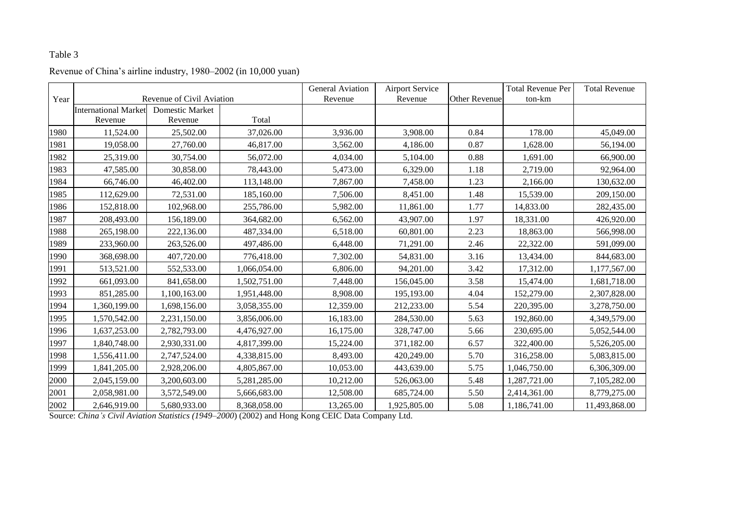Table 3

Revenue of China's airline industry, 1980–2002 (in 10,000 yuan)

| Year | Revenue of Civil Aviation | | | General Aviation Revenue | Airport Service Revenue | Other Revenue | Total Revenue Per ton-km | Total Revenue |
|---|---|---|---|---|---|---|---|---|
| | International Market Revenue | Domestic Market Revenue | Total | | | | | |
| 1980 | 11,524.00 | 25,502.00 | 37,026.00 | 3,936.00 | 3,908.00 | 0.84 | 178.00 | 45,049.00 |
| 1981 | 19,058.00 | 27,760.00 | 46,817.00 | 3,562.00 | 4,186.00 | 0.87 | 1,628.00 | 56,194.00 |
| 1982 | 25,319.00 | 30,754.00 | 56,072.00 | 4,034.00 | 5,104.00 | 0.88 | 1,691.00 | 66,900.00 |
| 1983 | 47,585.00 | 30,858.00 | 78,443.00 | 5,473.00 | 6,329.00 | 1.18 | 2,719.00 | 92,964.00 |
| 1984 | 66,746.00 | 46,402.00 | 113,148.00 | 7,867.00 | 7,458.00 | 1.23 | 2,166.00 | 130,632.00 |
| 1985 | 112,629.00 | 72,531.00 | 185,160.00 | 7,506.00 | 8,451.00 | 1.48 | 15,539.00 | 209,150.00 |
| 1986 | 152,818.00 | 102,968.00 | 255,786.00 | 5,982.00 | 11,861.00 | 1.77 | 14,833.00 | 282,435.00 |
| 1987 | 208,493.00 | 156,189.00 | 364,682.00 | 6,562.00 | 43,907.00 | 1.97 | 18,331.00 | 426,920.00 |
| 1988 | 265,198.00 | 222,136.00 | 487,334.00 | 6,518.00 | 60,801.00 | 2.23 | 18,863.00 | 566,998.00 |
| 1989 | 233,960.00 | 263,526.00 | 497,486.00 | 6,448.00 | 71,291.00 | 2.46 | 22,322.00 | 591,099.00 |
| 1990 | 368,698.00 | 407,720.00 | 776,418.00 | 7,302.00 | 54,831.00 | 3.16 | 13,434.00 | 844,683.00 |
| 1991 | 513,521.00 | 552,533.00 | 1,066,054.00 | 6,806.00 | 94,201.00 | 3.42 | 17,312.00 | 1,177,567.00 |
| 1992 | 661,093.00 | 841,658.00 | 1,502,751.00 | 7,448.00 | 156,045.00 | 3.58 | 15,474.00 | 1,681,718.00 |
| 1993 | 851,285.00 | 1,100,163.00 | 1,951,448.00 | 8,908.00 | 195,193.00 | 4.04 | 152,279.00 | 2,307,828.00 |
| 1994 | 1,360,199.00 | 1,698,156.00 | 3,058,355.00 | 12,359.00 | 212,233.00 | 5.54 | 220,395.00 | 3,278,750.00 |
| 1995 | 1,570,542.00 | 2,231,150.00 | 3,856,006.00 | 16,183.00 | 284,530.00 | 5.63 | 192,860.00 | 4,349,579.00 |
| 1996 | 1,637,253.00 | 2,782,793.00 | 4,476,927.00 | 16,175.00 | 328,747.00 | 5.66 | 230,695.00 | 5,052,544.00 |
| 1997 | 1,840,748.00 | 2,930,331.00 | 4,817,399.00 | 15,224.00 | 371,182.00 | 6.57 | 322,400.00 | 5,526,205.00 |
| 1998 | 1,556,411.00 | 2,747,524.00 | 4,338,815.00 | 8,493.00 | 420,249.00 | 5.70 | 316,258.00 | 5,083,815.00 |
| 1999 | 1,841,205.00 | 2,928,206.00 | 4,805,867.00 | 10,053.00 | 443,639.00 | 5.75 | 1,046,750.00 | 6,306,309.00 |
| 2000 | 2,045,159.00 | 3,200,603.00 | 5,281,285.00 | 10,212.00 | 526,063.00 | 5.48 | 1,287,721.00 | 7,105,282.00 |
| 2001 | 2,058,981.00 | 3,572,549.00 | 5,666,683.00 | 12,508.00 | 685,724.00 | 5.50 | 2,414,361.00 | 8,779,275.00 |
| 2002 | 2,646,919.00 | 5,680,933.00 | 8,368,058.00 | 13,265.00 | 1,925,805.00 | 5.08 | 1,186,741.00 | 11,493,868.00 |

Source: *China's Civil Aviation Statistics (1949–2000)* (2002) and Hong Kong CEIC Data Company Ltd.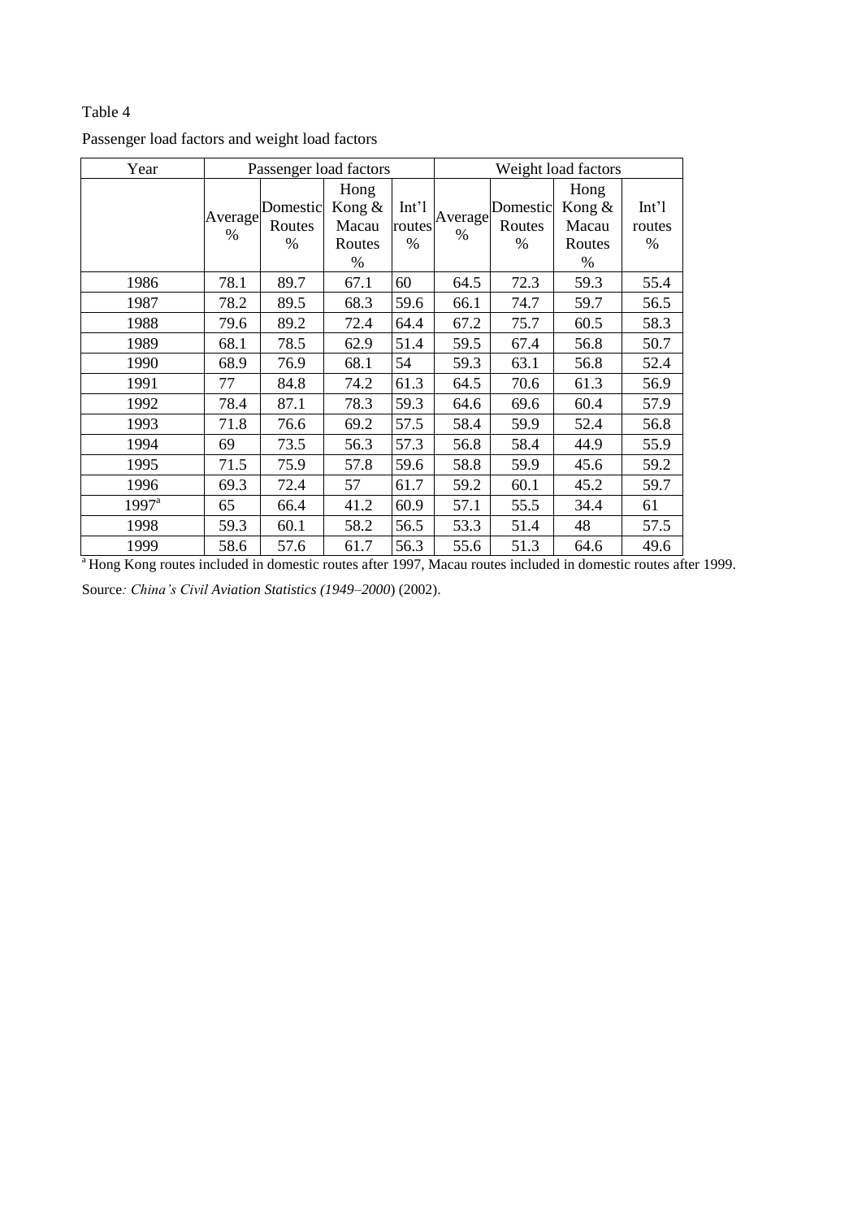Table 4

Passenger load factors and weight load factors

| Year | Passenger load factors | | | | Weight load factors | | | |
|---|---|---|---|---|---|---|---|---|
| | Average % | Domestic Routes % | Hong Kong & Macau Routes % | Int'l routes % | Average % | Domestic Routes % | Hong Kong & Macau Routes % | Int'l routes % |
| 1986 | 78.1 | 89.7 | 67.1 | 60 | 64.5 | 72.3 | 59.3 | 55.4 |
| 1987 | 78.2 | 89.5 | 68.3 | 59.6 | 66.1 | 74.7 | 59.7 | 56.5 |
| 1988 | 79.6 | 89.2 | 72.4 | 64.4 | 67.2 | 75.7 | 60.5 | 58.3 |
| 1989 | 68.1 | 78.5 | 62.9 | 51.4 | 59.5 | 67.4 | 56.8 | 50.7 |
| 1990 | 68.9 | 76.9 | 68.1 | 54 | 59.3 | 63.1 | 56.8 | 52.4 |
| 1991 | 77 | 84.8 | 74.2 | 61.3 | 64.5 | 70.6 | 61.3 | 56.9 |
| 1992 | 78.4 | 87.1 | 78.3 | 59.3 | 64.6 | 69.6 | 60.4 | 57.9 |
| 1993 | 71.8 | 76.6 | 69.2 | 57.5 | 58.4 | 59.9 | 52.4 | 56.8 |
| 1994 | 69 | 73.5 | 56.3 | 57.3 | 56.8 | 58.4 | 44.9 | 55.9 |
| 1995 | 71.5 | 75.9 | 57.8 | 59.6 | 58.8 | 59.9 | 45.6 | 59.2 |
| 1996 | 69.3 | 72.4 | 57 | 61.7 | 59.2 | 60.1 | 45.2 | 59.7 |
| 1997[a] | 65 | 66.4 | 41.2 | 60.9 | 57.1 | 55.5 | 34.4 | 61 |
| 1998 | 59.3 | 60.1 | 58.2 | 56.5 | 53.3 | 51.4 | 48 | 57.5 |
| 1999 | 58.6 | 57.6 | 61.7 | 56.3 | 55.6 | 51.3 | 64.6 | 49.6 |

[a] Hong Kong routes included in domestic routes after 1997, Macau routes included in domestic routes after 1999.

Source*: China's Civil Aviation Statistics (1949–2000*) (2002).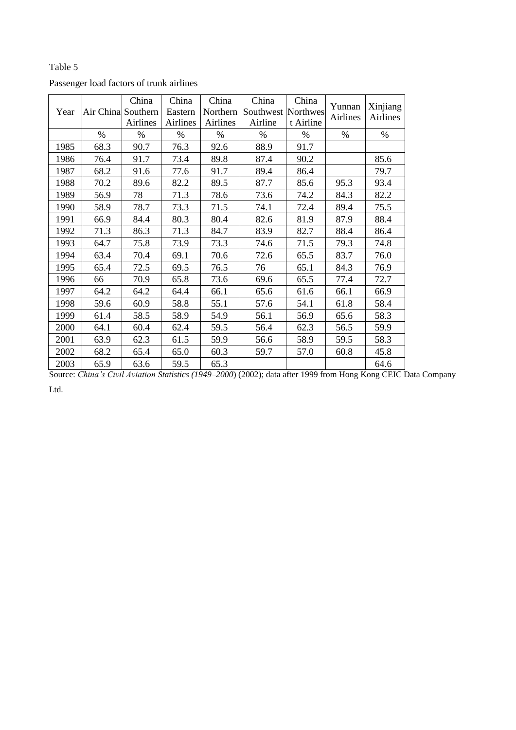Table 5

Passenger load factors of trunk airlines

| Year | Air China | China Southern Airlines | China Eastern Airlines | China Northern Airlines | China Southwest Airline | China Northwest Airline | Yunnan Airlines | Xinjiang Airlines |
|---|---|---|---|---|---|---|---|---|
| | % | % | % | % | % | % | % | % |
| 1985 | 68.3 | 90.7 | 76.3 | 92.6 | 88.9 | 91.7 | | |
| 1986 | 76.4 | 91.7 | 73.4 | 89.8 | 87.4 | 90.2 | | 85.6 |
| 1987 | 68.2 | 91.6 | 77.6 | 91.7 | 89.4 | 86.4 | | 79.7 |
| 1988 | 70.2 | 89.6 | 82.2 | 89.5 | 87.7 | 85.6 | 95.3 | 93.4 |
| 1989 | 56.9 | 78 | 71.3 | 78.6 | 73.6 | 74.2 | 84.3 | 82.2 |
| 1990 | 58.9 | 78.7 | 73.3 | 71.5 | 74.1 | 72.4 | 89.4 | 75.5 |
| 1991 | 66.9 | 84.4 | 80.3 | 80.4 | 82.6 | 81.9 | 87.9 | 88.4 |
| 1992 | 71.3 | 86.3 | 71.3 | 84.7 | 83.9 | 82.7 | 88.4 | 86.4 |
| 1993 | 64.7 | 75.8 | 73.9 | 73.3 | 74.6 | 71.5 | 79.3 | 74.8 |
| 1994 | 63.4 | 70.4 | 69.1 | 70.6 | 72.6 | 65.5 | 83.7 | 76.0 |
| 1995 | 65.4 | 72.5 | 69.5 | 76.5 | 76 | 65.1 | 84.3 | 76.9 |
| 1996 | 66 | 70.9 | 65.8 | 73.6 | 69.6 | 65.5 | 77.4 | 72.7 |
| 1997 | 64.2 | 64.2 | 64.4 | 66.1 | 65.6 | 61.6 | 66.1 | 66.9 |
| 1998 | 59.6 | 60.9 | 58.8 | 55.1 | 57.6 | 54.1 | 61.8 | 58.4 |
| 1999 | 61.4 | 58.5 | 58.9 | 54.9 | 56.1 | 56.9 | 65.6 | 58.3 |
| 2000 | 64.1 | 60.4 | 62.4 | 59.5 | 56.4 | 62.3 | 56.5 | 59.9 |
| 2001 | 63.9 | 62.3 | 61.5 | 59.9 | 56.6 | 58.9 | 59.5 | 58.3 |
| 2002 | 68.2 | 65.4 | 65.0 | 60.3 | 59.7 | 57.0 | 60.8 | 45.8 |
| 2003 | 65.9 | 63.6 | 59.5 | 65.3 | | | | 64.6 |

Source: *China's Civil Aviation Statistics (1949–2000)* (2002); data after 1999 from Hong Kong CEIC Data Company Ltd.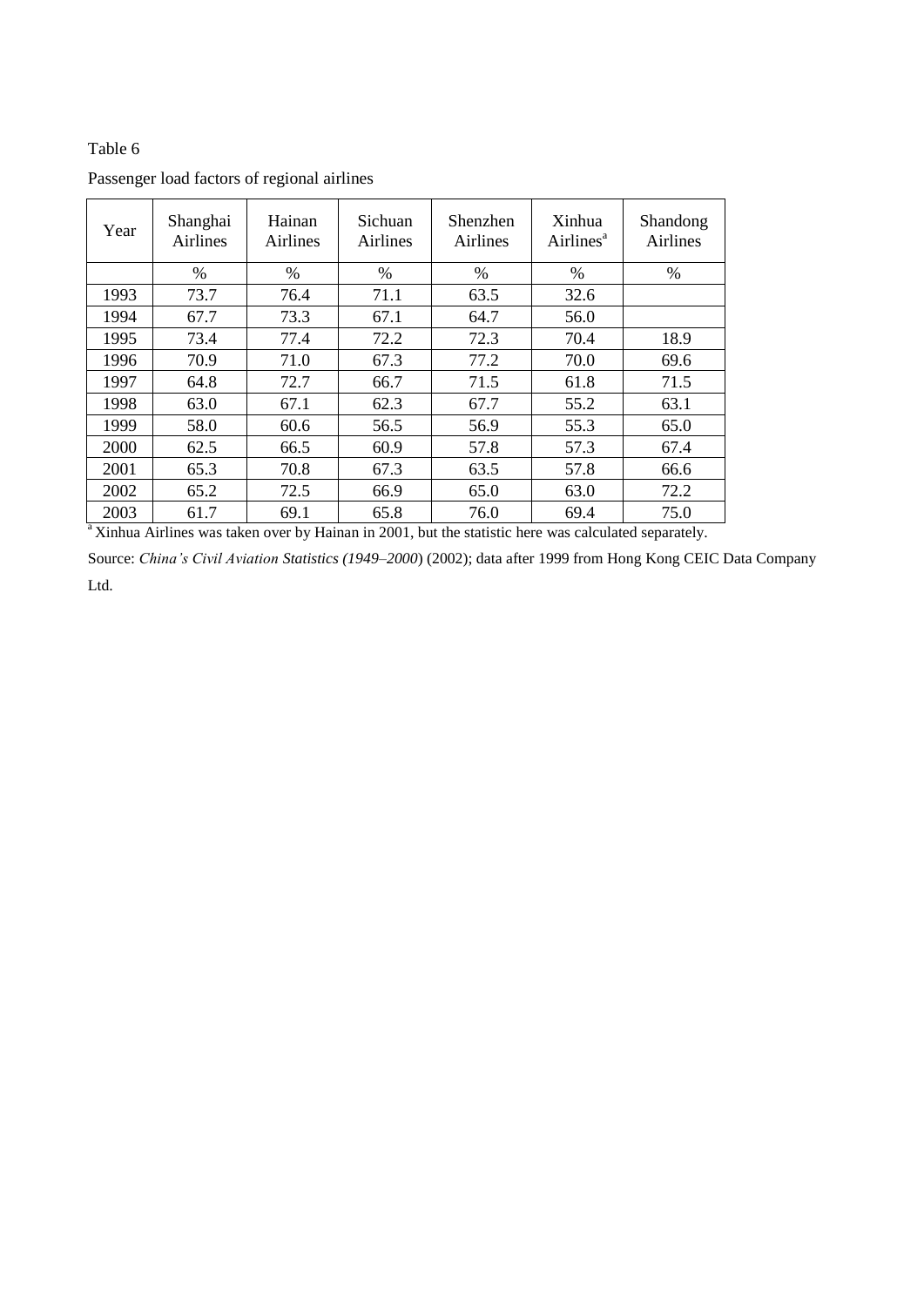Table 6

Passenger load factors of regional airlines

| Year | Shanghai Airlines | Hainan Airlines | Sichuan Airlines | Shenzhen Airlines | Xinhua Airlines[a] | Shandong Airlines |
|---|---|---|---|---|---|---|
| | % | % | % | % | % | % |
| 1993 | 73.7 | 76.4 | 71.1 | 63.5 | 32.6 | |
| 1994 | 67.7 | 73.3 | 67.1 | 64.7 | 56.0 | |
| 1995 | 73.4 | 77.4 | 72.2 | 72.3 | 70.4 | 18.9 |
| 1996 | 70.9 | 71.0 | 67.3 | 77.2 | 70.0 | 69.6 |
| 1997 | 64.8 | 72.7 | 66.7 | 71.5 | 61.8 | 71.5 |
| 1998 | 63.0 | 67.1 | 62.3 | 67.7 | 55.2 | 63.1 |
| 1999 | 58.0 | 60.6 | 56.5 | 56.9 | 55.3 | 65.0 |
| 2000 | 62.5 | 66.5 | 60.9 | 57.8 | 57.3 | 67.4 |
| 2001 | 65.3 | 70.8 | 67.3 | 63.5 | 57.8 | 66.6 |
| 2002 | 65.2 | 72.5 | 66.9 | 65.0 | 63.0 | 72.2 |
| 2003 | 61.7 | 69.1 | 65.8 | 76.0 | 69.4 | 75.0 |

[a] Xinhua Airlines was taken over by Hainan in 2001, but the statistic here was calculated separately.

Source: *China's Civil Aviation Statistics (1949–2000)* (2002); data after 1999 from Hong Kong CEIC Data Company Ltd.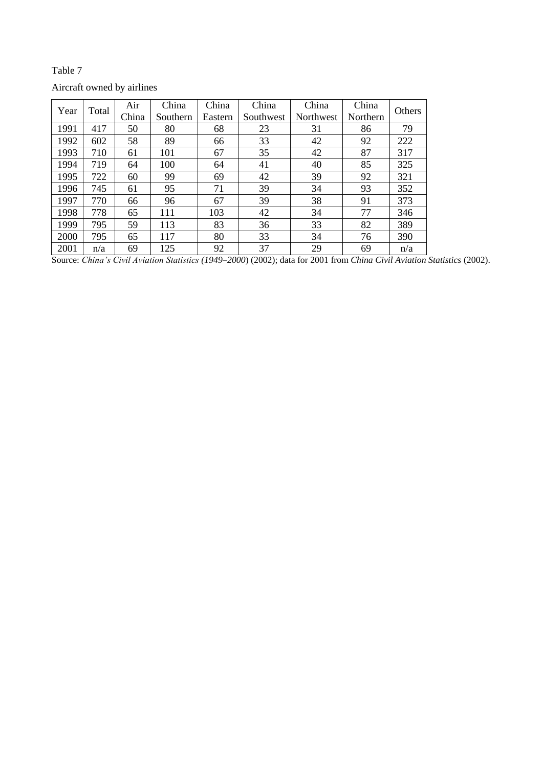Table 7

Aircraft owned by airlines

| Year | Total | Air China | China Southern | China Eastern | China Southwest | China Northwest | China Northern | Others |
|---|---|---|---|---|---|---|---|---|
| 1991 | 417 | 50 | 80 | 68 | 23 | 31 | 86 | 79 |
| 1992 | 602 | 58 | 89 | 66 | 33 | 42 | 92 | 222 |
| 1993 | 710 | 61 | 101 | 67 | 35 | 42 | 87 | 317 |
| 1994 | 719 | 64 | 100 | 64 | 41 | 40 | 85 | 325 |
| 1995 | 722 | 60 | 99 | 69 | 42 | 39 | 92 | 321 |
| 1996 | 745 | 61 | 95 | 71 | 39 | 34 | 93 | 352 |
| 1997 | 770 | 66 | 96 | 67 | 39 | 38 | 91 | 373 |
| 1998 | 778 | 65 | 111 | 103 | 42 | 34 | 77 | 346 |
| 1999 | 795 | 59 | 113 | 83 | 36 | 33 | 82 | 389 |
| 2000 | 795 | 65 | 117 | 80 | 33 | 34 | 76 | 390 |
| 2001 | n/a | 69 | 125 | 92 | 37 | 29 | 69 | n/a |

Source: *China's Civil Aviation Statistics (1949–2000)* (2002); data for 2001 from *China Civil Aviation Statistics* (2002).